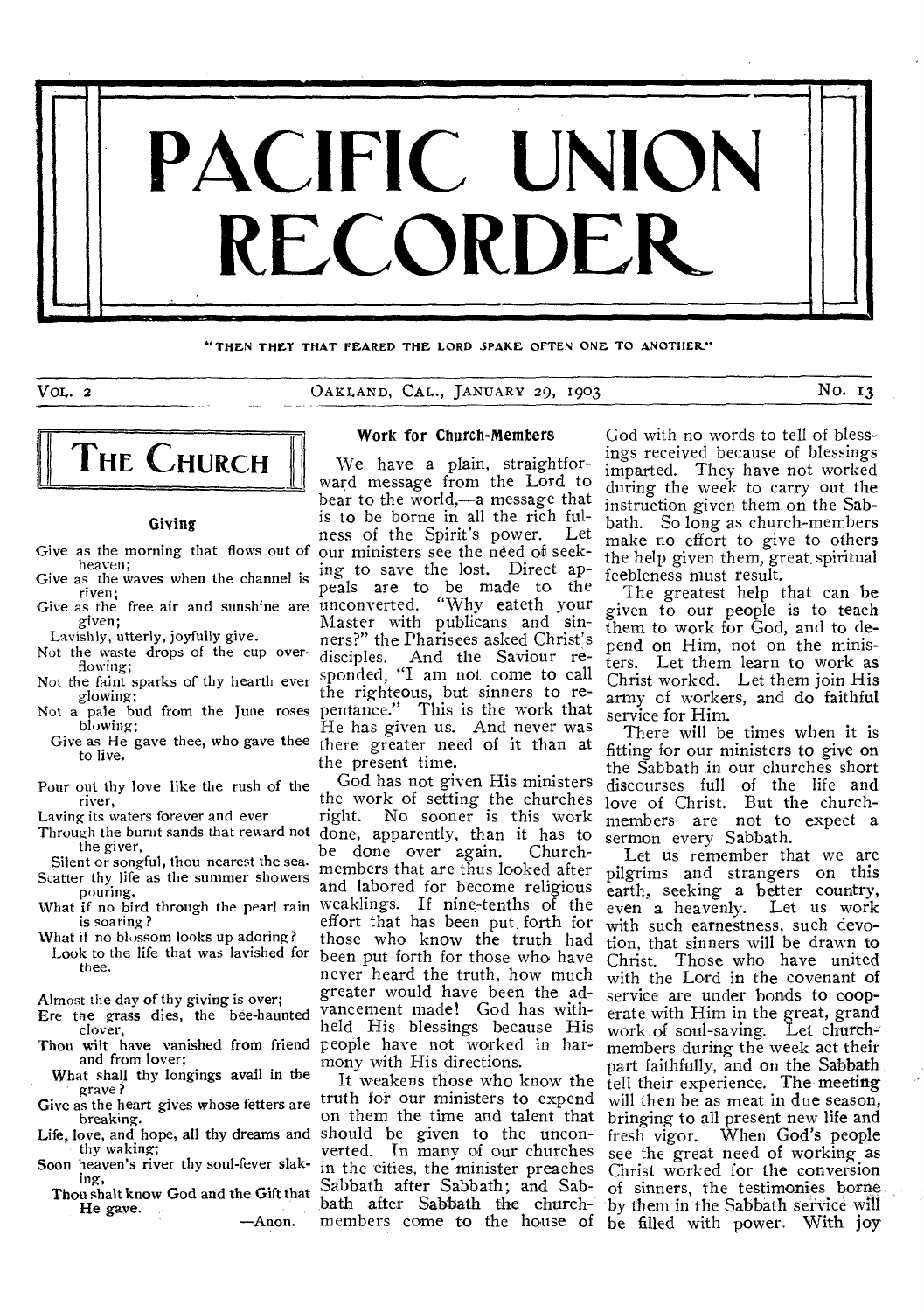# PACIFIC UNION RECORDER

"THEN THEY THAT FEARED THE LORD SPAKE OFTEN ONE TO ANOTHER"

VOL. 2 OAKLAND, CAL., JANUARY 29, 1903 No. 13

## THE CHURCH

### Giving

Give as the morning that flows out of heaven;
Give as the waves when the channel is riven;
Give as the free air and sunshine are given;
Lavishly, utterly, joyfully give.
Not the waste drops of the cup overflowing;
Not the faint sparks of thy hearth ever glowing;
Not a pale bud from the June roses blowing;
Give as He gave thee, who gave thee to live.

Pour out thy love like the rush of the river,
Laving its waters forever and ever
Through the burnt sands that reward not the giver,
Silent or songful, thou nearest the sea.
Scatter thy life as the summer showers pouring.
What if no bird through the pearl rain is soaring?
What if no blossom looks up adoring?
Look to the life that was lavished for thee.

Almost the day of thy giving is over;
Ere the grass dies, the bee-haunted clover,
Thou wilt have vanished from friend and from lover;
What shall thy longings avail in the grave?
Give as the heart gives whose fetters are breaking.
Life, love, and hope, all thy dreams and thy waking;
Soon heaven's river thy soul-fever slaking,
Thou shalt know God and the Gift that He gave.

—Anon.

### Work for Church-Members

We have a plain, straightforward message from the Lord to bear to the world,—a message that is to be borne in all the rich fulness of the Spirit's power. Let our ministers see the need of seeking to save the lost. Direct appeals are to be made to the unconverted. "Why eateth your Master with publicans and sinners?" the Pharisees asked Christ's disciples. And the Saviour responded, "I am not come to call the righteous, but sinners to repentance." This is the work that He has given us. And never was there greater need of it than at the present time.

God has not given His ministers the work of setting the churches right. No sooner is this work done, apparently, than it has to be done over again. Church-members that are thus looked after and labored for become religious weaklings. If nine-tenths of the effort that has been put forth for those who know the truth had been put forth for those who have never heard the truth, how much greater would have been the advancement made! God has withheld His blessings because His people have not worked in harmony with His directions.

It weakens those who know the truth for our ministers to expend on them the time and talent that should be given to the unconverted. In many of our churches in the cities, the minister preaches Sabbath after Sabbath; and Sabbath after Sabbath the church-members come to the house of God with no words to tell of blessings received because of blessings imparted. They have not worked during the week to carry out the instruction given them on the Sabbath. So long as church-members make no effort to give to others the help given them, great spiritual feebleness must result.

The greatest help that can be given to our people is to teach them to work for God, and to depend on Him, not on the ministers. Let them learn to work as Christ worked. Let them join His army of workers, and do faithful service for Him.

There will be times when it is fitting for our ministers to give on the Sabbath in our churches short discourses full of the life and love of Christ. But the church-members are not to expect a sermon every Sabbath.

Let us remember that we are pilgrims and strangers on this earth, seeking a better country, even a heavenly. Let us work with such earnestness, such devotion, that sinners will be drawn to Christ. Those who have united with the Lord in the covenant of service are under bonds to cooperate with Him in the great, grand work of soul-saving. Let church-members during the week act their part faithfully, and on the Sabbath tell their experience. The meeting will then be as meat in due season, bringing to all present new life and fresh vigor. When God's people see the great need of working as Christ worked for the conversion of sinners, the testimonies borne by them in the Sabbath service will be filled with power. With joy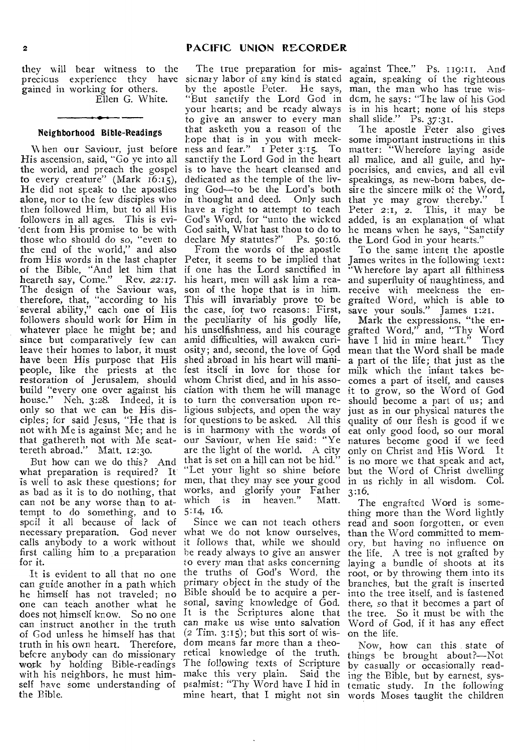they will bear witness to the precious experience they have gained in working for others.

Ellen G. White.

---

### Neighborhood Bible-Readings

When our Saviour, just before His ascension, said, "Go ye into all the world, and preach the gospel to every creature" (Mark 16:15), He did not speak to the apostles alone, nor to the few disciples who then followed Him, but to all His followers in all ages. This is evident from His promise to be with those who should do so, "even to the end of the world," and also from His words in the last chapter of the Bible, "And let him that heareth say, Come." Rev. 22:17. The design of the Saviour was, therefore, that, "according to his several ability," each one of His followers should work for Him in whatever place he might be; and since but comparatively few can leave their homes to labor, it must have been His purpose that His people, like the priests at the restoration of Jerusalem, should build "every one over against his house." Neh. 3:28. Indeed, it is only so that we can be His disciples; for said Jesus, "He that is not with Me is against Me; and he that gathereth not with Me scattereth abroad." Matt. 12:30.

But how can we do this? And what preparation is required? It is well to ask these questions; for as bad as it is to do nothing, that can not be any worse than to attempt to do something, and to spoil it all because of lack of necessary preparation. God never calls anybody to a work without first calling him to a preparation for it.

It is evident to all that no one can guide another in a path which he himself has not traveled; no one can teach another what he does not himself know. So no one can instruct another in the truth of God unless he himself has that truth in his own heart. Therefore, before anybody can do missionary work by holding Bible-readings with his neighbors, he must himself have some understanding of the Bible.

The true preparation for missionary labor of any kind is stated by the apostle Peter. He says, "But sanctify the Lord God in your hearts; and be ready always to give an answer to every man that asketh you a reason of the hope that is in you with meekness and fear." 1 Peter 3:15. To sanctify the Lord God in the heart is to have the heart cleansed and dedicated as the temple of the living God—to be the Lord's both in thought and deed. Only such have a right to attempt to teach God's Word, for "unto the wicked God saith, What hast thou to do to declare My statutes?" Ps. 50:16.

From the words of the apostle Peter, it seems to be implied that if one has the Lord sanctified in his heart, men will ask him a reason of the hope that is in him. This will invariably prove to be the case, for two reasons: First, the peculiarity of his godly life, his unselfishness, and his courage amid difficulties, will awaken curiosity; and, second, the love of God shed abroad in his heart will manifest itself in love for those for whom Christ died, and in his association with them he will manage to turn the conversation upon religious subjects, and open the way for questions to be asked. All this is in harmony with the words of our Saviour, when He said: "Ye are the light of the world. A city that is set on a hill can not be hid." "Let your light so shine before men, that they may see your good works, and glorify your Father which is in heaven." Matt. 5:14, 16.

Since we can not teach others what we do not know ourselves, it follows that, while we should be ready always to give an answer to every man that asks concerning the truths of God's Word, the primary object in the study of the Bible should be to acquire a personal, saving knowledge of God. It is the Scriptures alone that can make us wise unto salvation (2 Tim. 3:15); but this sort of wisdom means far more than a theoretical knowledge of the truth. The following texts of Scripture make this very plain. Said the psalmist: "Thy Word have I hid in mine heart, that I might not sin against Thee." Ps. 119:11. And again, speaking of the righteous man, the man who has true wisdom, he says: "The law of his God is in his heart; none of his steps shall slide." Ps. 37:31.

The apostle Peter also gives some important instructions in this matter: "Wherefore laying aside all malice, and all guile, and hypocrisies, and envies, and all evil speakings, as new-born babes, desire the sincere milk of the Word, that ye may grow thereby." 1 Peter 2:1, 2. This, it may be added, is an explanation of what he means when he says, "Sanctify the Lord God in your hearts."

To the same intent the apostle James writes in the following text: "Wherefore lay apart all filthiness and superfluity of naughtiness, and receive with meekness the engrafted Word, which is able to save your souls." James 1:21.

Mark the expressions, "the engrafted Word," and, "Thy Word have I hid in mine heart." They mean that the Word shall be made a part of the life; that just as the milk which the infant takes becomes a part of itself, and causes it to grow, so the Word of God should become a part of us; and just as in our physical natures the quality of our flesh is good if we eat only good food, so our moral natures become good if we feed only on Christ and His Word. It is no more we that speak and act, but the Word of Christ dwelling in us richly in all wisdom. Col. 3:16.

The engrafted Word is something more than the Word lightly read and soon forgotten, or even than the Word committed to memory, but having no influence on the life. A tree is not grafted by laying a bundle of shoots at its root, or by throwing them into its branches, but the graft is inserted into the tree itself, and is fastened there, so that it becomes a part of the tree. So it must be with the Word of God, if it has any effect on the life.

Now, how can this state of things be brought about?—Not by casually or occasionally reading the Bible, but by earnest, systematic study. In the following words Moses taught the children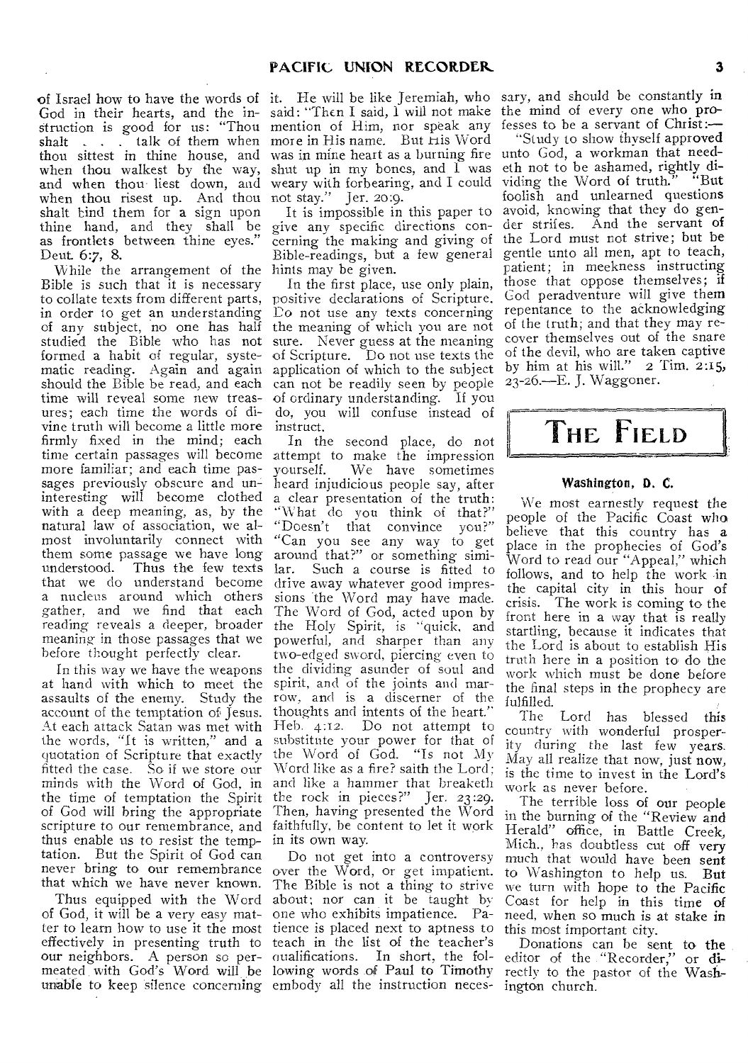of Israel how to have the words of God in their hearts, and the instruction is good for us: "Thou shalt . . . talk of them when thou sittest in thine house, and when thou walkest by the way, and when thou liest down, and when thou risest up. And thou shalt bind them for a sign upon thine hand, and they shall be as frontlets between thine eyes." Deut. 6:7, 8.

While the arrangement of the Bible is such that it is necessary to collate texts from different parts, in order to get an understanding of any subject, no one has half studied the Bible who has not formed a habit of regular, systematic reading. Again and again should the Bible be read, and each time will reveal some new treasures; each time the words of divine truth will become a little more firmly fixed in the mind; each time certain passages will become more familiar; and each time passages previously obscure and uninteresting will become clothed with a deep meaning, as, by the natural law of association, we almost involuntarily connect with them some passage we have long understood. Thus the few texts that we do understand become a nucleus around which others gather, and we find that each reading reveals a deeper, broader meaning in those passages that we before thought perfectly clear.

In this way we have the weapons at hand with which to meet the assaults of the enemy. Study the account of the temptation of Jesus. At each attack Satan was met with the words, "It is written," and a quotation of Scripture that exactly fitted the case. So if we store our minds with the Word of God, in the time of temptation the Spirit of God will bring the appropriate scripture to our remembrance, and thus enable us to resist the temptation. But the Spirit of God can never bring to our remembrance that which we have never known.

Thus equipped with the Word of God, it will be a very easy matter to learn how to use it the most effectively in presenting truth to our neighbors. A person so permeated with God's Word will be unable to keep silence concerning it. He will be like Jeremiah, who said: "Then I said, I will not make mention of Him, nor speak any more in His name. But His Word was in mine heart as a burning fire shut up in my bones, and I was weary with forbearing, and I could not stay." Jer. 20:9.

It is impossible in this paper to give any specific directions concerning the making and giving of Bible-readings, but a few general hints may be given.

In the first place, use only plain, positive declarations of Scripture. Do not use any texts concerning the meaning of which you are not sure. Never guess at the meaning of Scripture. Do not use texts the application of which to the subject can not be readily seen by people of ordinary understanding. If you do, you will confuse instead of instruct.

In the second place, do not attempt to make the impression yourself. We have sometimes heard injudicious people say, after a clear presentation of the truth: "What do you think of that?" "Doesn't that convince you?" "Can you see any way to get around that?" or something similar. Such a course is fitted to drive away whatever good impressions the Word may have made. The Word of God, acted upon by the Holy Spirit, is "quick, and powerful, and sharper than any two-edged sword, piercing even to the dividing asunder of soul and spirit, and of the joints and marrow, and is a discerner of the thoughts and intents of the heart." Heb. 4:12. Do not attempt to substitute your power for that of the Word of God. "Is not My Word like as a fire? saith the Lord; and like a hammer that breaketh the rock in pieces?" Jer. 23:29. Then, having presented the Word faithfully, be content to let it work in its own way.

Do not get into a controversy over the Word, or get impatient. The Bible is not a thing to strive about; nor can it be taught by one who exhibits impatience. Patience is placed next to aptness to teach in the list of the teacher's qualifications. In short, the following words of Paul to Timothy embody all the instruction necessary, and should be constantly in the mind of every one who professes to be a servant of Christ:—

"Study to show thyself approved unto God, a workman that needeth not to be ashamed, rightly dividing the Word of truth." "But foolish and unlearned questions avoid, knowing that they do gender strifes. And the servant of the Lord must not strive; but be gentle unto all men, apt to teach, patient; in meekness instructing those that oppose themselves; if God peradventure will give them repentance to the acknowledging of the truth; and that they may recover themselves out of the snare of the devil, who are taken captive by him at his will." 2 Tim. 2:15, 23-26.—E. J. Waggoner.

# THE FIELD

### Washington, D. C.

We most earnestly request the people of the Pacific Coast who believe that this country has a place in the prophecies of God's Word to read our "Appeal," which follows, and to help the work in the capital city in this hour of crisis. The work is coming to the front here in a way that is really startling, because it indicates that the Lord is about to establish His truth here in a position to do the work which must be done before the final steps in the prophecy are fulfilled.

The Lord has blessed this country with wonderful prosperity during the last few years. May all realize that now, just now, is the time to invest in the Lord's work as never before.

The terrible loss of our people in the burning of the "Review and Herald" office, in Battle Creek, Mich., has doubtless cut off very much that would have been sent to Washington to help us. But we turn with hope to the Pacific Coast for help in this time of need, when so much is at stake in this most important city.

Donations can be sent to the editor of the "Recorder," or directly to the pastor of the Washington church.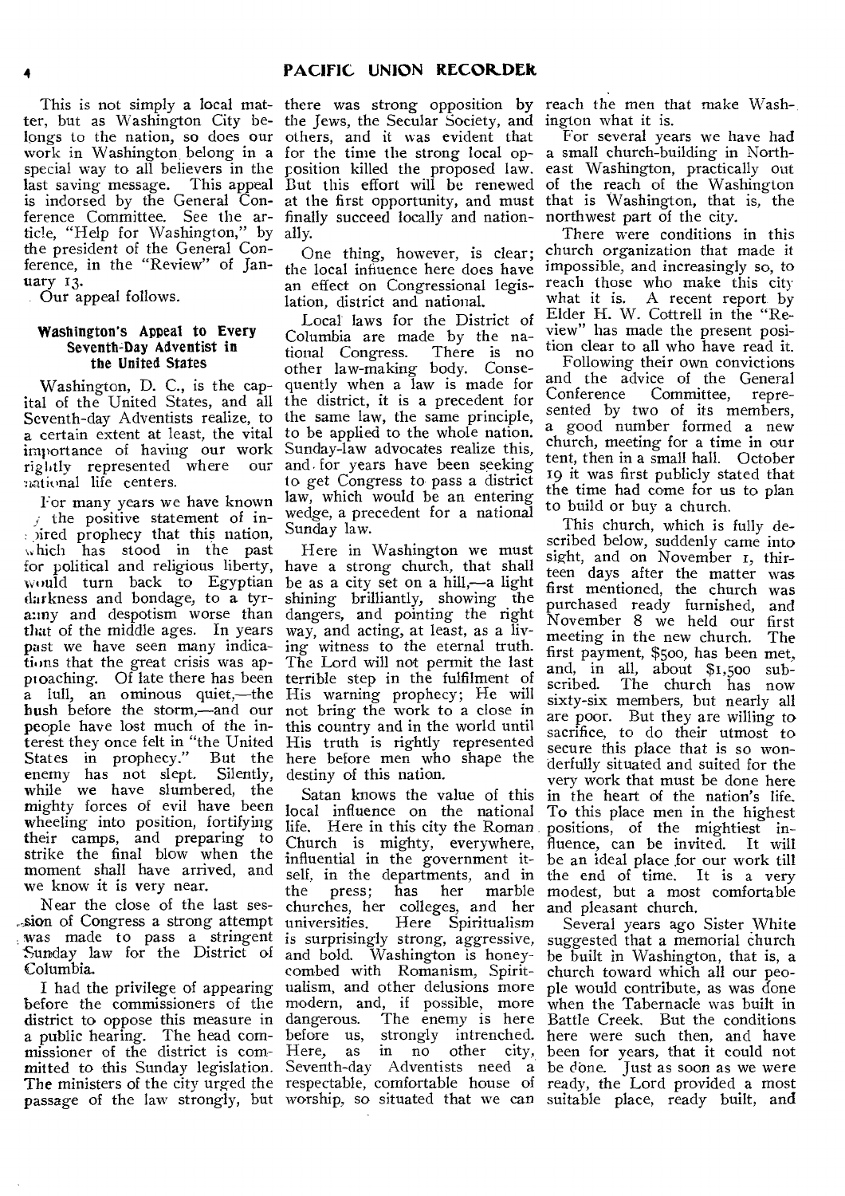This is not simply a local matter, but as Washington City belongs to the nation, so does our work in Washington belong in a special way to all believers in the last saving message. This appeal is indorsed by the General Conference Committee. See the article, "Help for Washington," by the president of the General Conference, in the "Review" of January 13.

Our appeal follows.

### Washington's Appeal to Every Seventh-Day Adventist in the United States

Washington, D. C., is the capital of the United States, and all Seventh-day Adventists realize, to a certain extent at least, the vital importance of having our work rightly represented where our national life centers.

For many years we have known the positive statement of inspired prophecy that this nation, which has stood in the past for political and religious liberty, would turn back to Egyptian darkness and bondage, to a tyranny and despotism worse than that of the middle ages. In years past we have seen many indications that the great crisis was approaching. Of late there has been a lull, an ominous quiet,—the hush before the storm,—and our people have lost much of the interest they once felt in "the United States in prophecy." But the enemy has not slept. Silently, while we have slumbered, the mighty forces of evil have been wheeling into position, fortifying their camps, and preparing to strike the final blow when the moment shall have arrived, and we know it is very near.

Near the close of the last session of Congress a strong attempt was made to pass a stringent Sunday law for the District of Columbia.

I had the privilege of appearing before the commissioners of the district to oppose this measure in a public hearing. The head commissioner of the district is committed to this Sunday legislation. The ministers of the city urged the passage of the law strongly, but there was strong opposition by the Jews, the Secular Society, and others, and it was evident that for the time the strong local opposition killed the proposed law. But this effort will be renewed at the first opportunity, and must finally succeed locally and nationally.

One thing, however, is clear; the local influence here does have an effect on Congressional legislation, district and national.

Local laws for the District of Columbia are made by the national Congress. There is no other law-making body. Consequently when a law is made for the district, it is a precedent for the same law, the same principle, to be applied to the whole nation. Sunday-law advocates realize this, and for years have been seeking to get Congress to pass a district law, which would be an entering wedge, a precedent for a national Sunday law.

Here in Washington we must have a strong church, that shall be as a city set on a hill,—a light shining brilliantly, showing the dangers, and pointing the right way, and acting, at least, as a living witness to the eternal truth. The Lord will not permit the last terrible step in the fulfilment of His warning prophecy; He will not bring the work to a close in this country and in the world until His truth is rightly represented here before men who shape the destiny of this nation.

Satan knows the value of this local influence on the national life. Here in this city the Roman Church is mighty, everywhere, influential in the government itself, in the departments, and in the press; has her marble churches, her colleges, and her universities. Here Spiritualism is surprisingly strong, aggressive, and bold. Washington is honeycombed with Romanism, Spiritualism, and other delusions more modern, and, if possible, more dangerous. The enemy is here before us, strongly intrenched. Here, as in no other city, Seventh-day Adventists need a respectable, comfortable house of worship, so situated that we can reach the men that make Washington what it is.

For several years we have had a small church-building in Northeast Washington, practically out of the reach of the Washington that is Washington, that is, the northwest part of the city.

There were conditions in this church organization that made it impossible, and increasingly so, to reach those who make this city what it is. A recent report by Elder H. W. Cottrell in the "Review" has made the present position clear to all who have read it.

Following their own convictions and the advice of the General Conference Committee, represented by two of its members, a good number formed a new church, meeting for a time in our tent, then in a small hall. October 19 it was first publicly stated that the time had come for us to plan to build or buy a church.

This church, which is fully described below, suddenly came into sight, and on November 1, thirteen days after the matter was first mentioned, the church was purchased ready furnished, and November 8 we held our first meeting in the new church. The first payment, $500, has been met, and, in all, about $1,500 subscribed. The church has now sixty-six members, but nearly all are poor. But they are willing to sacrifice, to do their utmost to secure this place that is so wonderfully situated and suited for the very work that must be done here in the heart of the nation's life. To this place men in the highest positions, of the mightiest influence, can be invited. It will be an ideal place for our work till the end of time. It is a very modest, but a most comfortable and pleasant church.

Several years ago Sister White suggested that a memorial church be built in Washington, that is, a church toward which all our people would contribute, as was done when the Tabernacle was built in Battle Creek. But the conditions here were such then, and have been for years, that it could not be done. Just as soon as we were ready, the Lord provided a most suitable place, ready built, and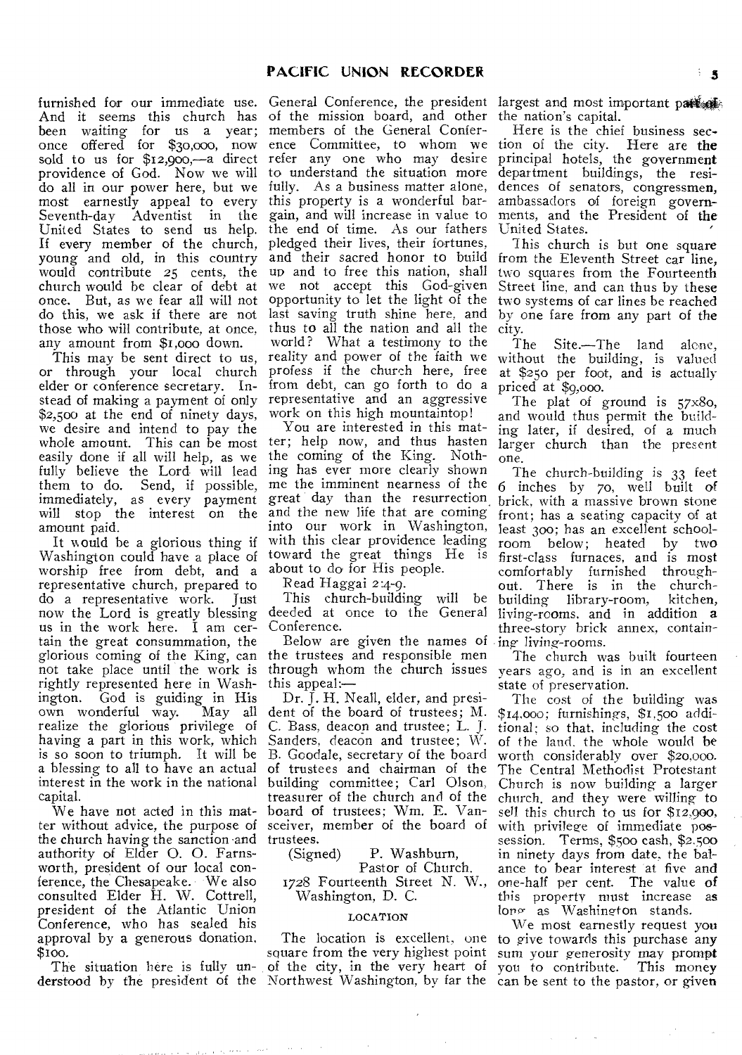furnished for our immediate use. And it seems this church has been waiting for us a year; once offered for $30,000, now sold to us for $12,900,—a direct providence of God. Now we will do all in our power here, but we most earnestly appeal to every Seventh-day Adventist in the United States to send us help. If every member of the church, young and old, in this country would contribute 25 cents, the church would be clear of debt at once. But, as we fear all will not do this, we ask if there are not those who will contribute, at once, any amount from $1,000 down.

This may be sent direct to us, or through your local church elder or conference secretary. Instead of making a payment of only $2,500 at the end of ninety days, we desire and intend to pay the whole amount. This can be most easily done if all will help, as we fully believe the Lord will lead them to do. Send, if possible, immediately, as every payment will stop the interest on the amount paid.

It would be a glorious thing if Washington could have a place of worship free from debt, and a representative church, prepared to do a representative work. Just now the Lord is greatly blessing us in the work here. I am certain the great consummation, the glorious coming of the King, can not take place until the work is rightly represented here in Washington. God is guiding in His own wonderful way. May all realize the glorious privilege of having a part in this work, which is so soon to triumph. It will be a blessing to all to have an actual interest in the work in the national capital.

We have not acted in this matter without advice, the purpose of the church having the sanction and authority of Elder O. O. Farnsworth, president of our local conference, the Chesapeake. We also consulted Elder H. W. Cottrell, president of the Atlantic Union Conference, who has sealed his approval by a generous donation, $100.

The situation here is fully understood by the president of the General Conference, the president of the mission board, and other members of the General Conference Committee, to whom we refer any one who may desire to understand the situation more fully. As a business matter alone, this property is a wonderful bargain, and will increase in value to the end of time. As our fathers pledged their lives, their fortunes, and their sacred honor to build up and to free this nation, shall we not accept this God-given opportunity to let the light of the last saving truth shine here, and thus to all the nation and all the world? What a testimony to the reality and power of the faith we profess if the church here, free from debt, can go forth to do a representative and an aggressive work on this high mountaintop!

You are interested in this matter; help now, and thus hasten the coming of the King. Nothing has ever more clearly shown me the imminent nearness of the great day than the resurrection and the new life that are coming into our work in Washington, with this clear providence leading toward the great things He is about to do for His people.

Read Haggai 2:4-9.

This church-building will be deeded at once to the General Conference.

Below are given the names of the trustees and responsible men through whom the church issues this appeal:—

Dr. J. H. Neall, elder, and president of the board of trustees; M. C. Bass, deacon and trustee; L. J. Sanders, deacon and trustee; W. B. Goodale, secretary of the board of trustees and chairman of the building committee; Carl Olson, treasurer of the church and of the board of trustees; Wm. E. Vansceiver, member of the board of trustees.

(Signed) P. Washburn,
Pastor of Church.
1728 Fourteenth Street N. W.,
Washington, D. C.

## LOCATION

The location is excellent, one square from the very highest point of the city, in the very heart of Northwest Washington, by far the largest and most important part of the nation's capital.

Here is the chief business section of the city. Here are the principal hotels, the government department buildings, the residences of senators, congressmen, ambassadors of foreign governments, and the President of the United States.

This church is but one square from the Eleventh Street car line, two squares from the Fourteenth Street line, and can thus by these two systems of car lines be reached by one fare from any part of the city.

The Site.—The land alone, without the building, is valued at $250 per foot, and is actually priced at $9,000.

The plat of ground is 57x80, and would thus permit the building later, if desired, of a much larger church than the present one.

The church-building is 33 feet 6 inches by 70, well built of brick, with a massive brown stone front; has a seating capacity of at least 300; has an excellent schoolroom below; heated by two first-class furnaces, and is most comfortably furnished throughout. There is in the church-building library-room, kitchen, living-rooms, and in addition a three-story brick annex, containing living-rooms.

The church was built fourteen years ago, and is in an excellent state of preservation.

The cost of the building was $14,000; furnishings, $1,500 additional; so that, including the cost of the land, the whole would be worth considerably over $20,000. The Central Methodist Protestant Church is now building a larger church, and they were willing to sell this church to us for $12,900, with privilege of immediate possession. Terms, $500 cash, $2,500 in ninety days from date, the balance to bear interest at five and one-half per cent. The value of this property must increase as long as Washington stands.

We most earnestly request you to give towards this purchase any sum your generosity may prompt you to contribute. This money can be sent to the pastor, or given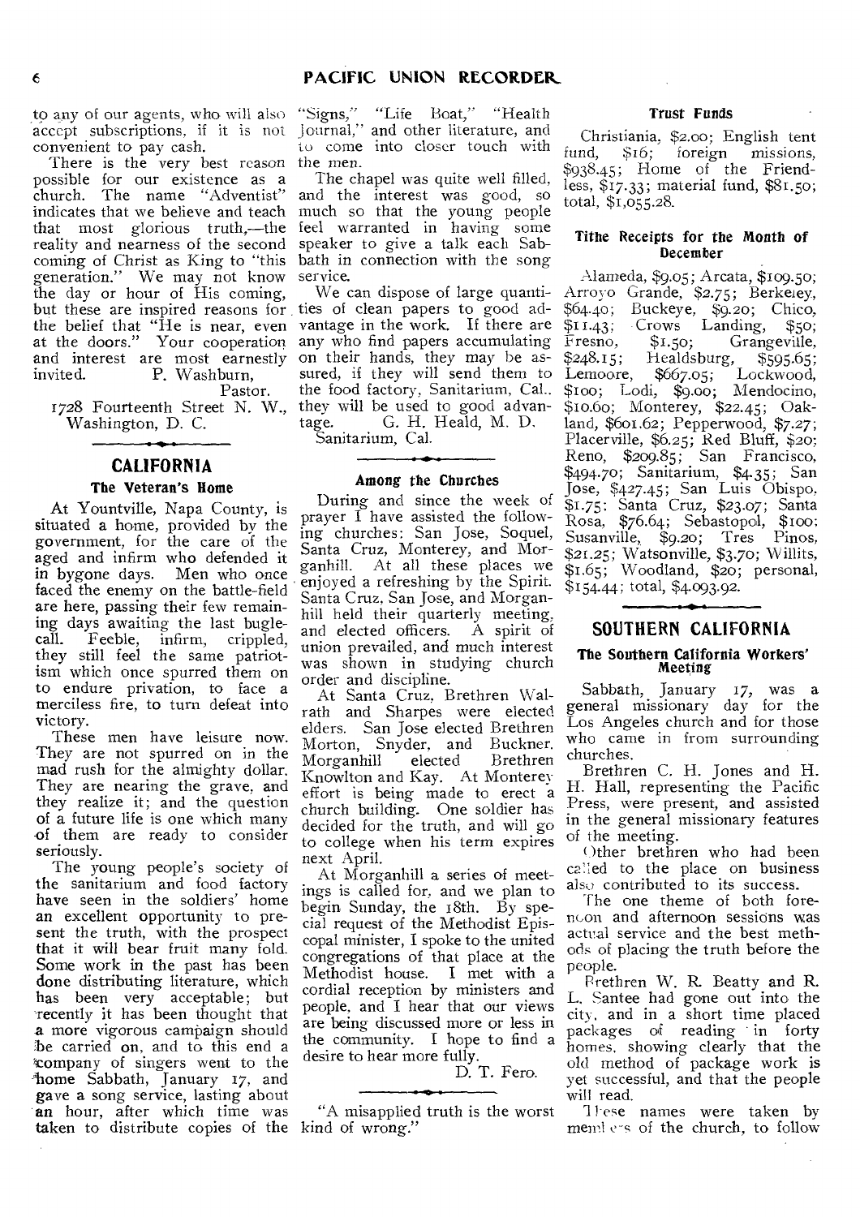to any of our agents, who will also accept subscriptions, if it is not convenient to pay cash.

There is the very best reason possible for our existence as a church. The name "Adventist" indicates that we believe and teach that most glorious truth,—the reality and nearness of the second coming of Christ as King to "this generation." We may not know the day or hour of His coming, but these are inspired reasons for the belief that "He is near, even at the doors." Your cooperation and interest are most earnestly invited.

P. Washburn,
Pastor.

1728 Fourteenth Street N. W., Washington, D. C.

## CALIFORNIA

### The Veteran's Home

At Yountville, Napa County, is situated a home, provided by the government, for the care of the aged and infirm who defended it in bygone days. Men who once faced the enemy on the battle-field are here, passing their few remaining days awaiting the last bugle-call. Feeble, infirm, crippled, they still feel the same patriotism which once spurred them on to endure privation, to face a merciless fire, to turn defeat into victory.

These men have leisure now. They are not spurred on in the mad rush for the almighty dollar. They are nearing the grave, and they realize it; and the question of a future life is one which many of them are ready to consider seriously.

The young people's society of the sanitarium and food factory have seen in the soldiers' home an excellent opportunity to present the truth, with the prospect that it will bear fruit many fold. Some work in the past has been done distributing literature, which has been very acceptable; but recently it has been thought that a more vigorous campaign should be carried on, and to this end a company of singers went to the home Sabbath, January 17, and gave a song service, lasting about an hour, after which time was taken to distribute copies of the "Signs," "Life Boat," "Health Journal," and other literature, and to come into closer touch with the men.

The chapel was quite well filled, and the interest was good, so much so that the young people feel warranted in having some speaker to give a talk each Sabbath in connection with the song service.

We can dispose of large quantities of clean papers to good advantage in the work. If there are any who find papers accumulating on their hands, they may be assured, if they will send them to the food factory, Sanitarium, Cal., they will be used to good advantage.

G. H. Heald, M. D.
Sanitarium, Cal.

### Among the Churches

During and since the week of prayer I have assisted the following churches: San Jose, Soquel, Santa Cruz, Monterey, and Morganhill. At all these places we enjoyed a refreshing by the Spirit. Santa Cruz, San Jose, and Morganhill held their quarterly meeting, and elected officers. A spirit of union prevailed, and much interest was shown in studying church order and discipline.

At Santa Cruz, Brethren Walrath and Sharpes were elected elders. San Jose elected Brethren Morton, Snyder, and Buckner. Morganhill elected Brethren Knowlton and Kay. At Monterey effort is being made to erect a church building. One soldier has decided for the truth, and will go to college when his term expires next April.

At Morganhill a series of meetings is called for, and we plan to begin Sunday, the 18th. By special request of the Methodist Episcopal minister, I spoke to the united congregations of that place at the Methodist house. I met with a cordial reception by ministers and people, and I hear that our views are being discussed more or less in the community. I hope to find a desire to hear more fully.

D. T. Fero.

"A misapplied truth is the worst kind of wrong."

### Trust Funds

Christiania, $2.00; English tent fund, $16; foreign missions, $938.45; Home of the Friendless, $17.33; material fund, $81.50; total, $1,055.28.

### Tithe Receipts for the Month of December

Alameda, $9.05; Arcata, $109.50; Arroyo Grande, $2.75; Berkeley, $64.40; Buckeye, $9.20; Chico, $11.43; Crows Landing, $50; Fresno, $1.50; Grangeville, $248.15; Healdsburg, $595.65; Lemoore, $667.05; Lockwood, $100; Lodi, $9.00; Mendocino, $10.60; Monterey, $22.45; Oakland, $601.62; Pepperwood, $7.27; Placerville, $6.25; Red Bluff, $20; Reno, $209.85; San Francisco, $494.70; Sanitarium, $4.35; San Jose, $427.45; San Luis Obispo, $1.75; Santa Cruz, $23.07; Santa Rosa, $76.64; Sebastopol, $100; Susanville, $9.20; Tres Pinos, $21.25; Watsonville, $3.70; Willits, $1.65; Woodland, $20; personal, $154.44; total, $4,093.92.

## SOUTHERN CALIFORNIA

### The Southern California Workers' Meeting

Sabbath, January 17, was a general missionary day for the Los Angeles church and for those who came in from surrounding churches.

Brethren C. H. Jones and H. H. Hall, representing the Pacific Press, were present, and assisted in the general missionary features of the meeting.

Other brethren who had been called to the place on business also contributed to its success.

The one theme of both forenoon and afternoon sessions was actual service and the best methods of placing the truth before the people.

Brethren W. R. Beatty and R. L. Santee had gone out into the city, and in a short time placed packages of reading in forty homes, showing clearly that the old method of package work is yet successful, and that the people will read.

These names were taken by members of the church, to follow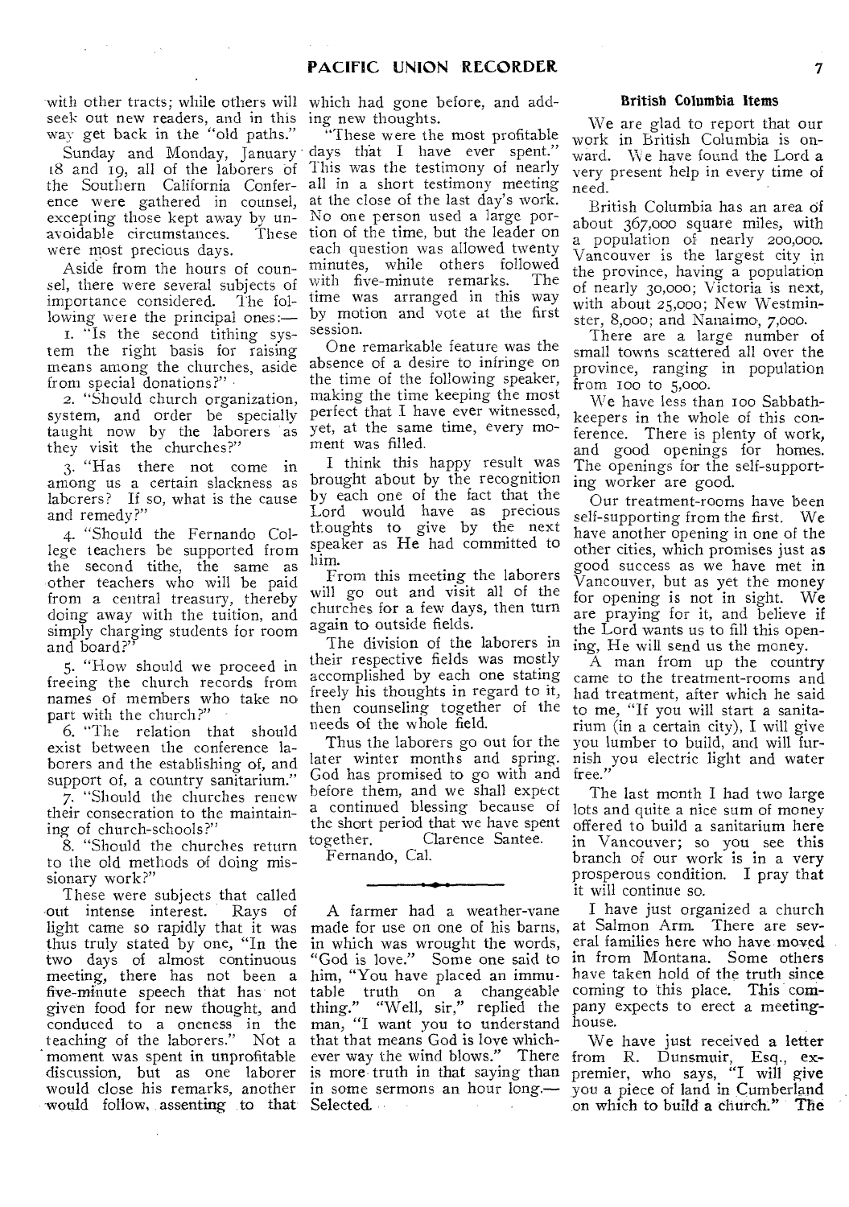with other tracts; while others will seek out new readers, and in this way get back in the "old paths."

Sunday and Monday, January 18 and 19, all of the laborers of the Southern California Conference were gathered in counsel, excepting those kept away by unavoidable circumstances. These were most precious days.

Aside from the hours of counsel, there were several subjects of importance considered. The following were the principal ones:—

1. "Is the second tithing system the right basis for raising means among the churches, aside from special donations?"

2. "Should church organization, system, and order be specially taught now by the laborers as they visit the churches?"

3. "Has there not come in among us a certain slackness as laborers? If so, what is the cause and remedy?"

4. "Should the Fernando College teachers be supported from the second tithe, the same as other teachers who will be paid from a central treasury, thereby doing away with the tuition, and simply charging students for room and board?"

5. "How should we proceed in freeing the church records from names of members who take no part with the church?"

6. "The relation that should exist between the conference laborers and the establishing of, and support of, a country sanitarium."

7. "Should the churches renew their consecration to the maintaining of church-schools?"

8. "Should the churches return to the old methods of doing missionary work?"

These were subjects that called out intense interest. Rays of light came so rapidly that it was thus truly stated by one, "In the two days of almost continuous meeting, there has not been a five-minute speech that has not given food for new thought, and conduced to a oneness in the teaching of the laborers." Not a moment was spent in unprofitable discussion, but as one laborer would close his remarks, another would follow, assenting to that which had gone before, and adding new thoughts.

"These were the most profitable days that I have ever spent." This was the testimony of nearly all in a short testimony meeting at the close of the last day's work. No one person used a large portion of the time, but the leader on each question was allowed twenty minutes, while others followed with five-minute remarks. The time was arranged in this way by motion and vote at the first session.

One remarkable feature was the absence of a desire to infringe on the time of the following speaker, making the time keeping the most perfect that I have ever witnessed, yet, at the same time, every moment was filled.

I think this happy result was brought about by the recognition by each one of the fact that the Lord would have as precious thoughts to give by the next speaker as He had committed to him.

From this meeting the laborers will go out and visit all of the churches for a few days, then turn again to outside fields.

The division of the laborers in their respective fields was mostly accomplished by each one stating freely his thoughts in regard to it, then counseling together of the needs of the whole field.

Thus the laborers go out for the later winter months and spring. God has promised to go with and before them, and we shall expect a continued blessing because of the short period that we have spent together. Clarence Santee.

Fernando, Cal.

---

A farmer had a weather-vane made for use on one of his barns, in which was wrought the words, "God is love." Some one said to him, "You have placed an immutable truth on a changeable thing." "Well, sir," replied the man, "I want you to understand that that means God is love whichever way the wind blows." There is more truth in that saying than in some sermons an hour long.—Selected.

### British Columbia Items

We are glad to report that our work in British Columbia is onward. We have found the Lord a very present help in every time of need.

British Columbia has an area of about 367,000 square miles, with a population of nearly 200,000. Vancouver is the largest city in the province, having a population of nearly 30,000; Victoria is next, with about 25,000; New Westminster, 8,000; and Nanaimo, 7,000.

There are a large number of small towns scattered all over the province, ranging in population from 100 to 5,000.

We have less than 100 Sabbath-keepers in the whole of this conference. There is plenty of work, and good openings for homes. The openings for the self-supporting worker are good.

Our treatment-rooms have been self-supporting from the first. We have another opening in one of the other cities, which promises just as good success as we have met in Vancouver, but as yet the money for opening is not in sight. We are praying for it, and believe if the Lord wants us to fill this opening, He will send us the money.

A man from up the country came to the treatment-rooms and had treatment, after which he said to me, "If you will start a sanitarium (in a certain city), I will give you lumber to build, and will furnish you electric light and water free."

The last month I had two large lots and quite a nice sum of money offered to build a sanitarium here in Vancouver; so you see this branch of our work is in a very prosperous condition. I pray that it will continue so.

I have just organized a church at Salmon Arm. There are several families here who have moved in from Montana. Some others have taken hold of the truth since coming to this place. This company expects to erect a meeting-house.

We have just received a letter from R. Dunsmuir, Esq., ex-premier, who says, "I will give you a piece of land in Cumberland on which to build a church." The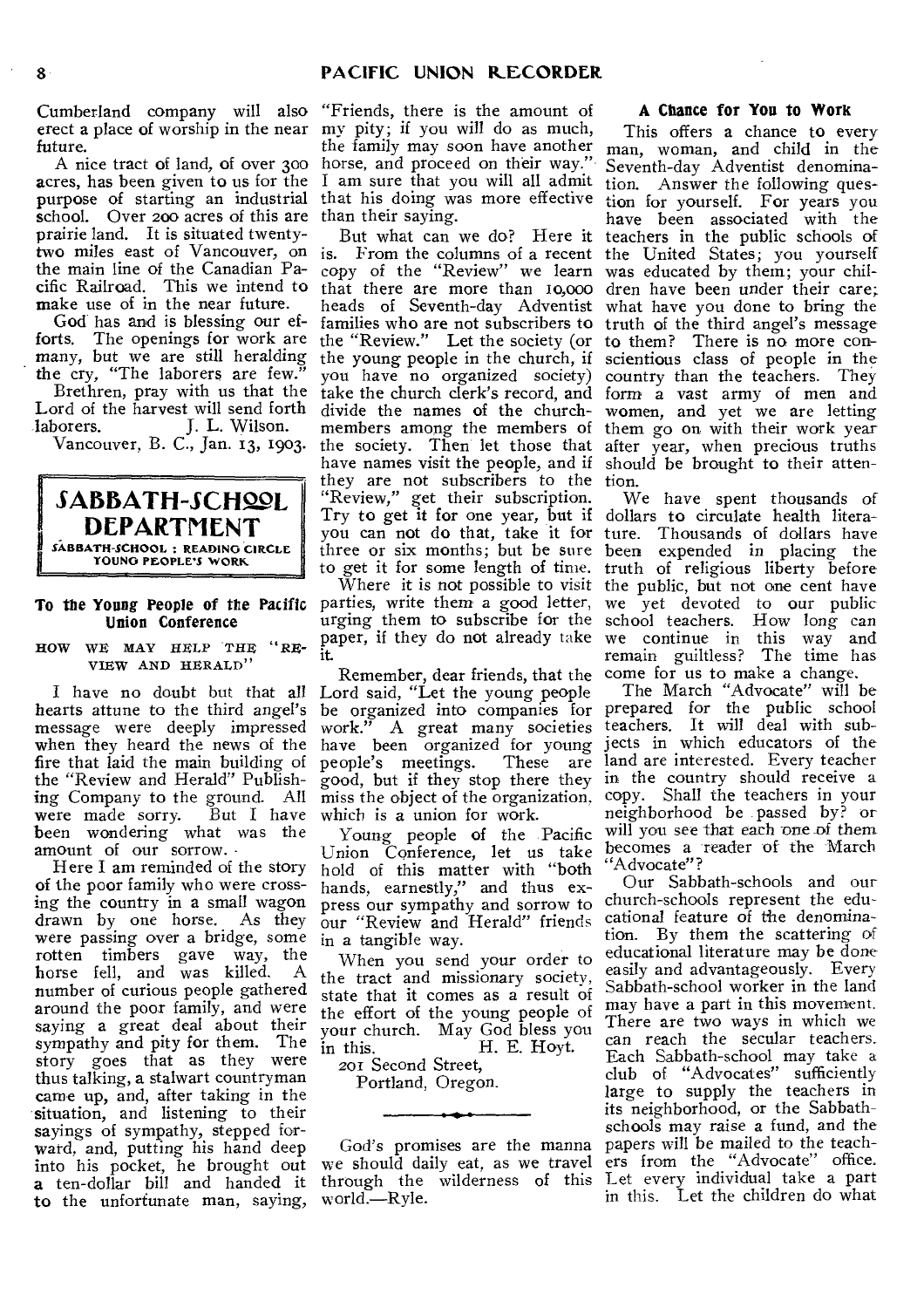Cumberland company will also erect a place of worship in the near future.

A nice tract of land, of over 300 acres, has been given to us for the purpose of starting an industrial school. Over 200 acres of this are prairie land. It is situated twenty-two miles east of Vancouver, on the main line of the Canadian Pacific Railroad. This we intend to make use of in the near future.

God has and is blessing our efforts. The openings for work are many, but we are still heralding the cry, "The laborers are few."

Brethren, pray with us that the Lord of the harvest will send forth laborers. J. L. Wilson.

Vancouver, B. C., Jan. 13, 1903.

## SABBATH-SCHOOL DEPARTMENT

SABBATH-SCHOOL : READING CIRCLE YOUNG PEOPLE'S WORK

### To the Young People of the Pacific Union Conference

HOW WE MAY HELP THE "REVIEW AND HERALD"

I have no doubt but that all hearts attune to the third angel's message were deeply impressed when they heard the news of the fire that laid the main building of the "Review and Herald" Publishing Company to the ground. All were made sorry. But I have been wondering what was the amount of our sorrow.

Here I am reminded of the story of the poor family who were crossing the country in a small wagon drawn by one horse. As they were passing over a bridge, some rotten timbers gave way, the horse fell, and was killed. A number of curious people gathered around the poor family, and were saying a great deal about their sympathy and pity for them. The story goes that as they were thus talking, a stalwart countryman came up, and, after taking in the situation, and listening to their sayings of sympathy, stepped forward, and, putting his hand deep into his pocket, he brought out a ten-dollar bill and handed it to the unfortunate man, saying, "Friends, there is the amount of my pity; if you will do as much, the family may soon have another horse, and proceed on their way." I am sure that you will all admit that his doing was more effective than their saying.

But what can we do? Here it is. From the columns of a recent copy of the "Review" we learn that there are more than 10,000 heads of Seventh-day Adventist families who are not subscribers to the "Review." Let the society (or the young people in the church, if you have no organized society) take the church clerk's record, and divide the names of the church-members among the members of the society. Then let those that have names visit the people, and if they are not subscribers to the "Review," get their subscription. Try to get it for one year, but if you can not do that, take it for three or six months; but be sure to get it for some length of time.

Where it is not possible to visit parties, write them a good letter, urging them to subscribe for the paper, if they do not already take it.

Remember, dear friends, that the Lord said, "Let the young people be organized into companies for work." A great many societies have been organized for young people's meetings. These are good, but if they stop there they miss the object of the organization, which is a union for work.

Young people of the Pacific Union Conference, let us take hold of this matter with "both hands, earnestly," and thus express our sympathy and sorrow to our "Review and Herald" friends in a tangible way.

When you send your order to the tract and missionary society, state that it comes as a result of the effort of the young people of your church. May God bless you in this. H. E. Hoyt.

201 Second Street,
Portland, Oregon.

---

God's promises are the manna we should daily eat, as we travel through the wilderness of this world.—Ryle.

### A Chance for You to Work

This offers a chance to every man, woman, and child in the Seventh-day Adventist denomination. Answer the following question for yourself. For years you have been associated with the teachers in the public schools of the United States; you yourself was educated by them; your children have been under their care; what have you done to bring the truth of the third angel's message to them? There is no more conscientious class of people in the country than the teachers. They form a vast army of men and women, and yet we are letting them go on with their work year after year, when precious truths should be brought to their attention.

We have spent thousands of dollars to circulate health literature. Thousands of dollars have been expended in placing the truth of religious liberty before the public, but not one cent have we yet devoted to our public school teachers. How long can we continue in this way and remain guiltless? The time has come for us to make a change.

The March "Advocate" will be prepared for the public school teachers. It will deal with subjects in which educators of the land are interested. Every teacher in the country should receive a copy. Shall the teachers in your neighborhood be passed by? or will you see that each one of them becomes a reader of the March "Advocate"?

Our Sabbath-schools and our church-schools represent the educational feature of the denomination. By them the scattering of educational literature may be done easily and advantageously. Every Sabbath-school worker in the land may have a part in this movement. There are two ways in which we can reach the secular teachers. Each Sabbath-school may take a club of "Advocates" sufficiently large to supply the teachers in its neighborhood, or the Sabbath-schools may raise a fund, and the papers will be mailed to the teachers from the "Advocate" office. Let every individual take a part in this. Let the children do what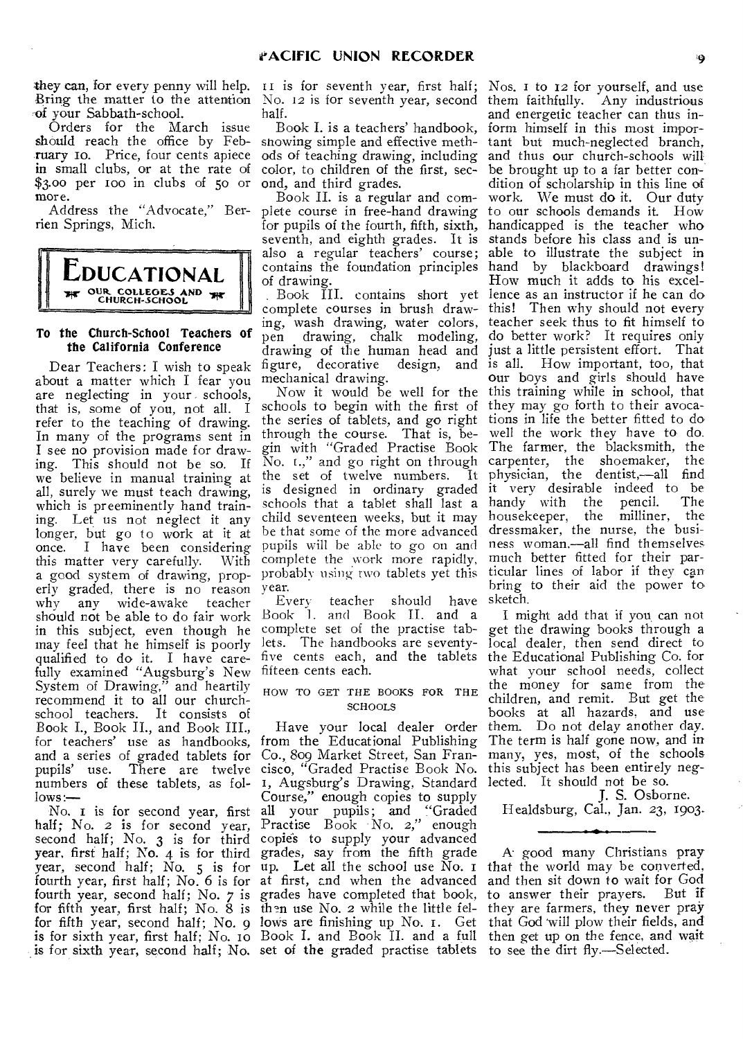they can, for every penny will help. Bring the matter to the attention of your Sabbath-school.

Orders for the March issue should reach the office by February 10. Price, four cents apiece in small clubs, or at the rate of $3.00 per 100 in clubs of 50 or more.

Address the "Advocate," Berrien Springs, Mich.

# EDUCATIONAL

OUR COLLEGES AND CHURCH-SCHOOL

### To the Church-School Teachers of the California Conference

Dear Teachers: I wish to speak about a matter which I fear you are neglecting in your schools, that is, some of you, not all. I refer to the teaching of drawing. In many of the programs sent in I see no provision made for drawing. This should not be so. If we believe in manual training at all, surely we must teach drawing, which is preeminently hand training. Let us not neglect it any longer, but go to work at it at once. I have been considering this matter very carefully. With a good system of drawing, properly graded, there is no reason why any wide-awake teacher should not be able to do fair work in this subject, even though he may feel that he himself is poorly qualified to do it. I have carefully examined "Augsburg's New System of Drawing," and heartily recommend it to all our church-school teachers. It consists of Book I., Book II., and Book III., for teachers' use as handbooks, and a series of graded tablets for pupils' use. There are twelve numbers of these tablets, as follows:—

No. 1 is for second year, first half; No. 2 is for second year, second half; No. 3 is for third year, first half; No. 4 is for third year, second half; No. 5 is for fourth year, first half; No. 6 is for fourth year, second half; No. 7 is for fifth year, first half; No. 8 is for fifth year, second half; No. 9 is for sixth year, first half; No. 10 is for sixth year, second half; No. 11 is for seventh year, first half; No. 12 is for seventh year, second half.

Book I. is a teachers' handbook, showing simple and effective methods of teaching drawing, including color, to children of the first, second, and third grades.

Book II. is a regular and complete course in free-hand drawing for pupils of the fourth, fifth, sixth, seventh, and eighth grades. It is also a regular teachers' course; contains the foundation principles of drawing.

Book III. contains short yet complete courses in brush drawing, wash drawing, water colors, pen drawing, chalk modeling, drawing of the human head and figure, decorative design, and mechanical drawing.

Now it would be well for the schools to begin with the first of the series of tablets, and go right through the course. That is, begin with "Graded Practise Book No. 1.," and go right on through the set of twelve numbers. It is designed in ordinary graded schools that a tablet shall last a child seventeen weeks, but it may be that some of the more advanced pupils will be able to go on and complete the work more rapidly, probably using two tablets yet this year.

Every teacher should have Book I. and Book II. and a complete set of the practise tablets. The handbooks are seventy-five cents each, and the tablets fifteen cents each.

#### HOW TO GET THE BOOKS FOR THE SCHOOLS

Have your local dealer order from the Educational Publishing Co., 809 Market Street, San Francisco, "Graded Practise Book No. 1, Augsburg's Drawing, Standard Course," enough copies to supply all your pupils; and "Graded Practise Book No. 2," enough copies to supply your advanced grades, say from the fifth grade up. Let all the school use No. 1 at first, and when the advanced grades have completed that book, then use No. 2 while the little fellows are finishing up No. 1. Get Book I. and Book II. and a full set of the graded practise tablets Nos. 1 to 12 for yourself, and use them faithfully. Any industrious and energetic teacher can thus inform himself in this most important but much-neglected branch, and thus our church-schools will be brought up to a far better condition of scholarship in this line of work. We must do it. Our duty to our schools demands it. How handicapped is the teacher who stands before his class and is unable to illustrate the subject in hand by blackboard drawings! How much it adds to his excellence as an instructor if he can do this! Then why should not every teacher seek thus to fit himself to do better work? It requires only just a little persistent effort. That is all. How important, too, that our boys and girls should have this training while in school, that they may go forth to their avocations in life the better fitted to do well the work they have to do. The farmer, the blacksmith, the carpenter, the shoemaker, the physician, the dentist,—all find it very desirable indeed to be handy with the pencil. The housekeeper, the milliner, the dressmaker, the nurse, the business woman,—all find themselves much better fitted for their particular lines of labor if they can bring to their aid the power to sketch.

I might add that if you can not get the drawing books through a local dealer, then send direct to the Educational Publishing Co. for what your school needs, collect the money for same from the children, and remit. But get the books at all hazards, and use them. Do not delay another day. The term is half gone now, and in many, yes, most, of the schools this subject has been entirely neglected. It should not be so.

J. S. Osborne.

Healdsburg, Cal., Jan. 23, 1903.

---

A good many Christians pray that the world may be converted, and then sit down to wait for God to answer their prayers. But if they are farmers, they never pray that God will plow their fields, and then get up on the fence, and wait to see the dirt fly.—Selected.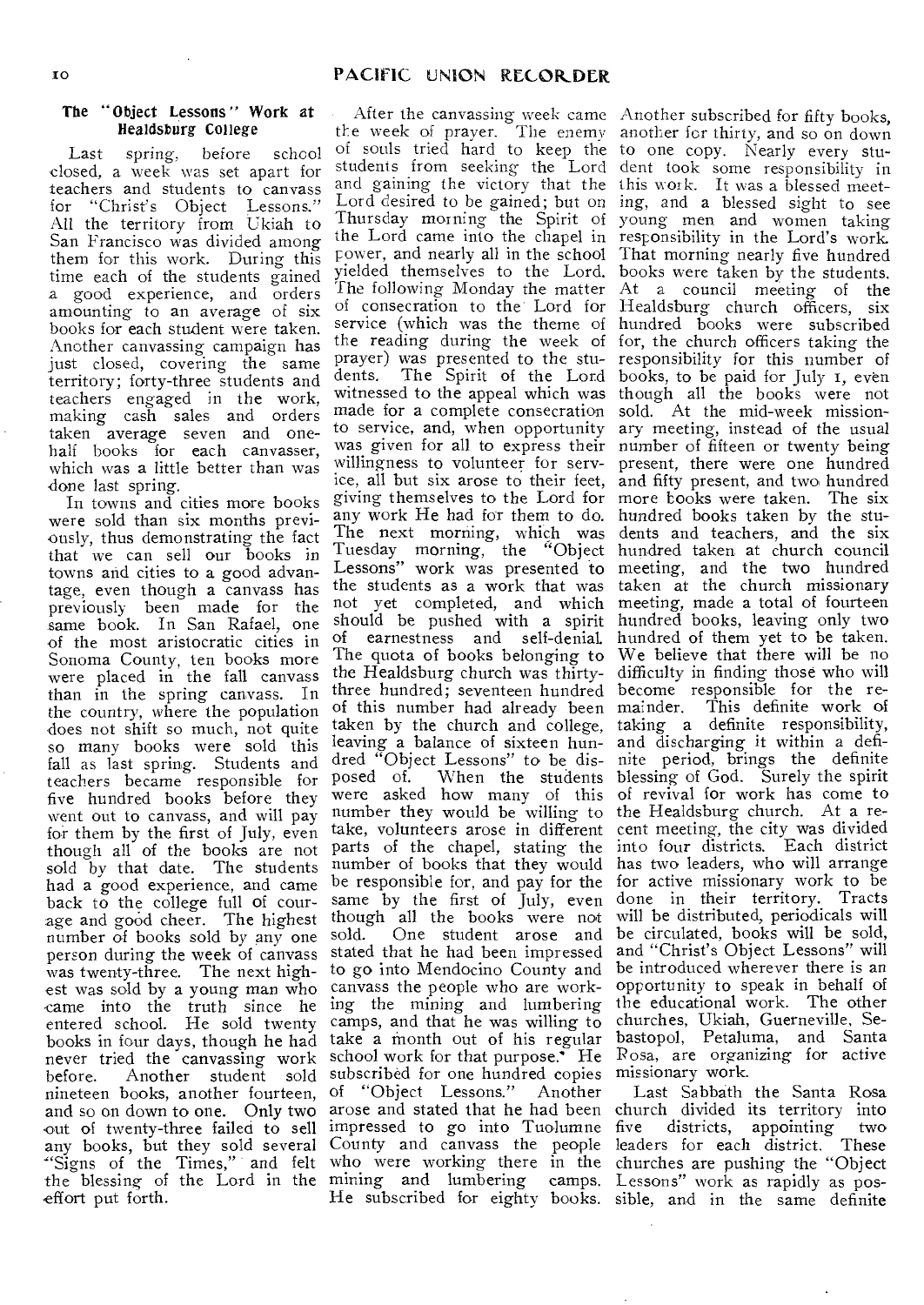### The "Object Lessons" Work at Healdsburg College

Last spring, before school closed, a week was set apart for teachers and students to canvass for "Christ's Object Lessons." All the territory from Ukiah to San Francisco was divided among them for this work. During this time each of the students gained a good experience, and orders amounting to an average of six books for each student were taken. Another canvassing campaign has just closed, covering the same territory; forty-three students and teachers engaged in the work, making cash sales and orders taken average seven and one-half books for each canvasser, which was a little better than was done last spring.

In towns and cities more books were sold than six months previously, thus demonstrating the fact that we can sell our books in towns and cities to a good advantage, even though a canvass has previously been made for the same book. In San Rafael, one of the most aristocratic cities in Sonoma County, ten books more were placed in the fall canvass than in the spring canvass. In the country, where the population does not shift so much, not quite so many books were sold this fall as last spring. Students and teachers became responsible for five hundred books before they went out to canvass, and will pay for them by the first of July, even though all of the books are not sold by that date. The students had a good experience, and came back to the college full of courage and good cheer. The highest number of books sold by any one person during the week of canvass was twenty-three. The next highest was sold by a young man who came into the truth since he entered school. He sold twenty books in four days, though he had never tried the canvassing work before. Another student sold nineteen books, another fourteen, and so on down to one. Only two out of twenty-three failed to sell any books, but they sold several "Signs of the Times," and felt the blessing of the Lord in the effort put forth.

After the canvassing week came the week of prayer. The enemy of souls tried hard to keep the students from seeking the Lord and gaining the victory that the Lord desired to be gained; but on Thursday morning the Spirit of the Lord came into the chapel in power, and nearly all in the school yielded themselves to the Lord. The following Monday the matter of consecration to the Lord for service (which was the theme of the reading during the week of prayer) was presented to the students. The Spirit of the Lord witnessed to the appeal which was made for a complete consecration to service, and, when opportunity was given for all to express their willingness to volunteer for service, all but six arose to their feet, giving themselves to the Lord for any work He had for them to do. The next morning, which was Tuesday morning, the "Object Lessons" work was presented to the students as a work that was not yet completed, and which should be pushed with a spirit of earnestness and self-denial. The quota of books belonging to the Healdsburg church was thirty-three hundred; seventeen hundred of this number had already been taken by the church and college, leaving a balance of sixteen hundred "Object Lessons" to be disposed of. When the students were asked how many of this number they would be willing to take, volunteers arose in different parts of the chapel, stating the number of books that they would be responsible for, and pay for the same by the first of July, even though all the books were not sold. One student arose and stated that he had been impressed to go into Mendocino County and canvass the people who are working the mining and lumbering camps, and that he was willing to take a month out of his regular school work for that purpose. He subscribed for one hundred copies of "Object Lessons." Another arose and stated that he had been impressed to go into Tuolumne County and canvass the people who were working there in the mining and lumbering camps. He subscribed for eighty books. Another subscribed for fifty books, another for thirty, and so on down to one copy. Nearly every student took some responsibility in this work. It was a blessed meeting, and a blessed sight to see young men and women taking responsibility in the Lord's work. That morning nearly five hundred books were taken by the students. At a council meeting of the Healdsburg church officers, six hundred books were subscribed for, the church officers taking the responsibility for this number of books, to be paid for July 1, even though all the books were not sold. At the mid-week missionary meeting, instead of the usual number of fifteen or twenty being present, there were one hundred and fifty present, and two hundred more books were taken. The six hundred books taken by the students and teachers, and the six hundred taken at church council meeting, and the two hundred taken at the church missionary meeting, made a total of fourteen hundred books, leaving only two hundred of them yet to be taken. We believe that there will be no difficulty in finding those who will become responsible for the remainder. This definite work of taking a definite responsibility, and discharging it within a definite period, brings the definite blessing of God. Surely the spirit of revival for work has come to the Healdsburg church. At a recent meeting, the city was divided into four districts. Each district has two leaders, who will arrange for active missionary work to be done in their territory. Tracts will be distributed, periodicals will be circulated, books will be sold, and "Christ's Object Lessons" will be introduced wherever there is an opportunity to speak in behalf of the educational work. The other churches, Ukiah, Guerneville, Sebastopol, Petaluma, and Santa Rosa, are organizing for active missionary work.

Last Sabbath the Santa Rosa church divided its territory into five districts, appointing two leaders for each district. These churches are pushing the "Object Lessons" work as rapidly as possible, and in the same definite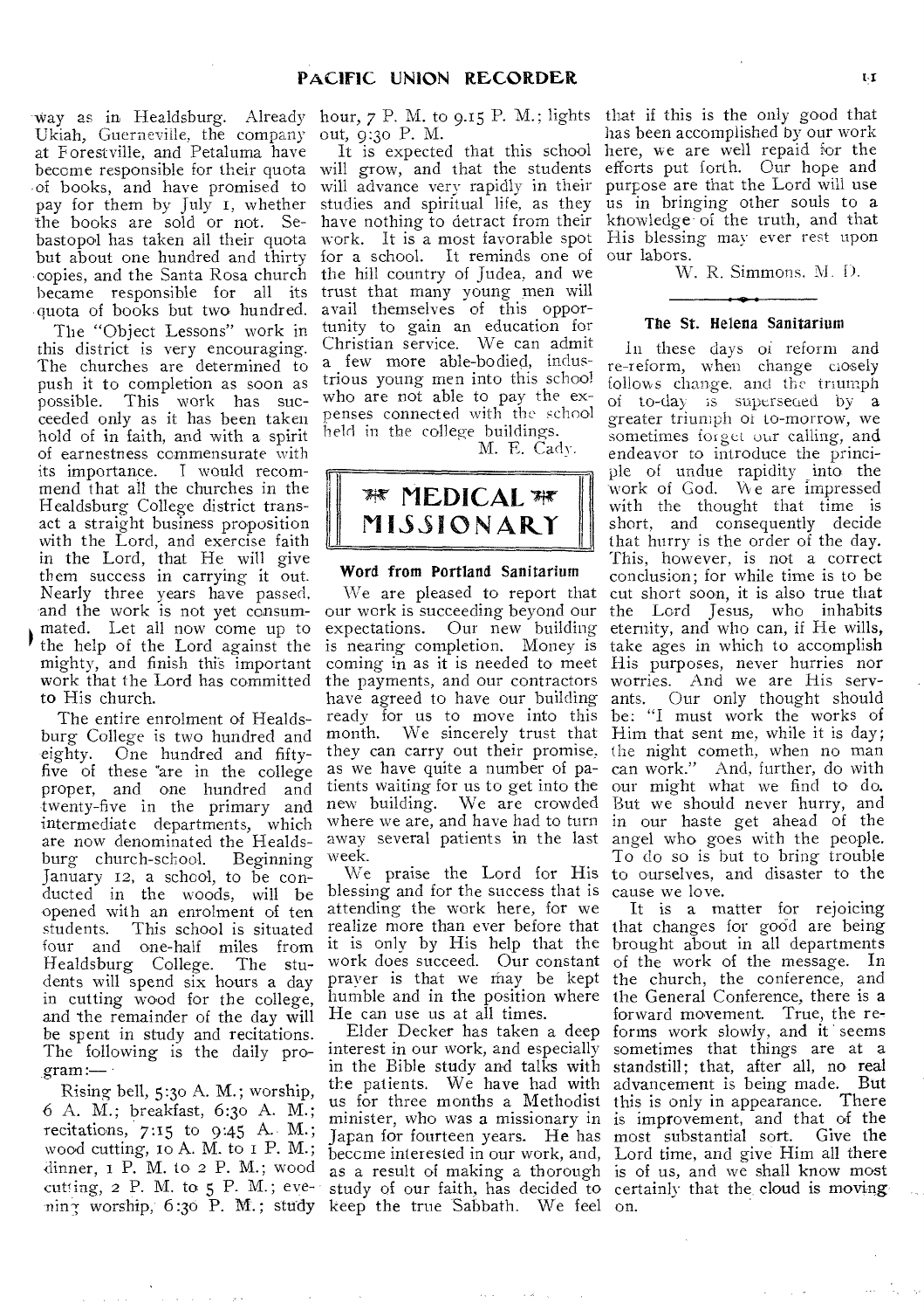way as in Healdsburg. Already Ukiah, Guerneville, the company at Forestville, and Petaluma have become responsible for their quota of books, and have promised to pay for them by July 1, whether the books are sold or not. Sebastopol has taken all their quota but about one hundred and thirty copies, and the Santa Rosa church became responsible for all its quota of books but two hundred.

The "Object Lessons" work in this district is very encouraging. The churches are determined to push it to completion as soon as possible. This work has succeeded only as it has been taken hold of in faith, and with a spirit of earnestness commensurate with its importance. I would recommend that all the churches in the Healdsburg College district transact a straight business proposition with the Lord, and exercise faith in the Lord, that He will give them success in carrying it out. Nearly three years have passed, and the work is not yet consummated. Let all now come up to the help of the Lord against the mighty, and finish this important work that the Lord has committed to His church.

The entire enrolment of Healdsburg College is two hundred and eighty. One hundred and fifty-five of these are in the college proper, and one hundred and twenty-five in the primary and intermediate departments, which are now denominated the Healdsburg church-school. Beginning January 12, a school, to be conducted in the woods, will be opened with an enrolment of ten students. This school is situated four and one-half miles from Healdsburg College. The students will spend six hours a day in cutting wood for the college, and the remainder of the day will be spent in study and recitations. The following is the daily program:—

Rising bell, 5:30 A. M.; worship, 6 A. M.; breakfast, 6:30 A. M.; recitations, 7:15 to 9:45 A. M.; wood cutting, 10 A. M. to 1 P. M.; dinner, 1 P. M. to 2 P. M.; wood cutting, 2 P. M. to 5 P. M.; evening worship, 6:30 P. M.; study hour, 7 P. M. to 9.15 P. M.; lights out, 9:30 P. M.

It is expected that this school will grow, and that the students will advance very rapidly in their studies and spiritual life, as they have nothing to detract from their work. It is a most favorable spot for a school. It reminds one of the hill country of Judea, and we trust that many young men will avail themselves of this opportunity to gain an education for Christian service. We can admit a few more able-bodied, industrious young men into this school who are not able to pay the expenses connected with the school held in the college buildings.

M. E. Cady.

# MEDICAL MISSIONARY

### Word from Portland Sanitarium

We are pleased to report that our work is succeeding beyond our expectations. Our new building is nearing completion. Money is coming in as it is needed to meet the payments, and our contractors have agreed to have our building ready for us to move into this month. We sincerely trust that they can carry out their promise, as we have quite a number of patients waiting for us to get into the new building. We are crowded where we are, and have had to turn away several patients in the last week.

We praise the Lord for His blessing and for the success that is attending the work here, for we realize more than ever before that it is only by His help that the work does succeed. Our constant prayer is that we may be kept humble and in the position where He can use us at all times.

Elder Decker has taken a deep interest in our work, and especially in the Bible study and talks with the patients. We have had with us for three months a Methodist minister, who was a missionary in Japan for fourteen years. He has become interested in our work, and, as a result of making a thorough study of our faith, has decided to keep the true Sabbath. We feel that if this is the only good that has been accomplished by our work here, we are well repaid for the efforts put forth. Our hope and purpose are that the Lord will use us in bringing other souls to a knowledge of the truth, and that His blessing may ever rest upon our labors.

W. R. Simmons, M. D.

### The St. Helena Sanitarium

In these days of reform and re-reform, when change closely follows change, and the triumph of to-day is superseded by a greater triumph of to-morrow, we sometimes forget our calling, and endeavor to introduce the principle of undue rapidity into the work of God. We are impressed with the thought that time is short, and consequently decide that hurry is the order of the day. This, however, is not a correct conclusion; for while time is to be cut short soon, it is also true that the Lord Jesus, who inhabits eternity, and who can, if He wills, take ages in which to accomplish His purposes, never hurries nor worries. And we are His servants. Our only thought should be: "I must work the works of Him that sent me, while it is day; the night cometh, when no man can work." And, further, do with our might what we find to do. But we should never hurry, and in our haste get ahead of the angel who goes with the people. To do so is but to bring trouble to ourselves, and disaster to the cause we love.

It is a matter for rejoicing that changes for good are being brought about in all departments of the work of the message. In the church, the conference, and the General Conference, there is a forward movement. True, the reforms work slowly, and it seems sometimes that things are at a standstill; that, after all, no real advancement is being made. But this is only in appearance. There is improvement, and that of the most substantial sort. Give the Lord time, and give Him all there is of us, and we shall know most certainly that the cloud is moving on.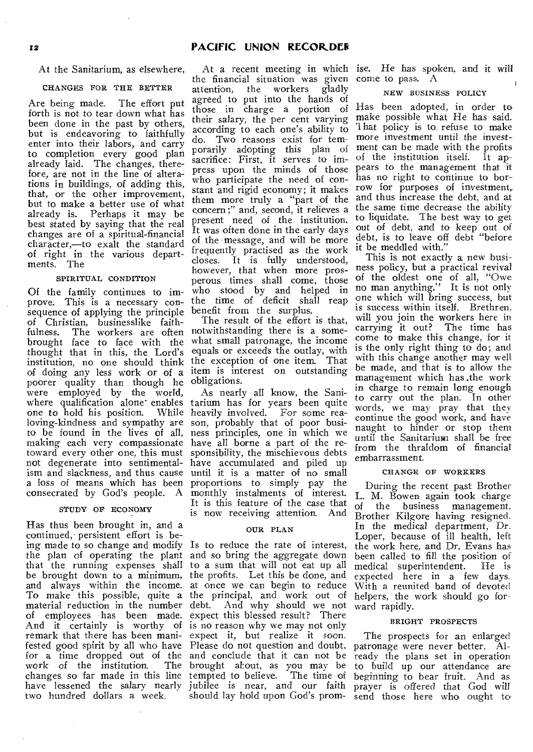At the Sanitarium, as elsewhere,

### CHANGES FOR THE BETTER

Are being made. The effort put forth is not to tear down what has been done in the past by others, but is endeavoring to faithfully enter into their labors, and carry to completion every good plan already laid. The changes, therefore, are not in the line of alterations in buildings, of adding this, that, or the other improvement, but to make a better use of what already is. Perhaps it may be best stated by saying that the real changes are of a spiritual-financial character,—to exalt the standard of right in the various departments. The

### SPIRITUAL CONDITION

Of the family continues to improve. This is a necessary consequence of applying the principle of Christian, businesslike faithfulness. The workers are often brought face to face with the thought that in this, the Lord's institution, no one should think of doing any less work or of a poorer quality than though he were employed by the world, where qualification alone enables one to hold his position. While loving-kindness and sympathy are to be found in the lives of all, making each very compassionate toward every other one, this must not degenerate into sentimentalism and slackness, and thus cause a loss of means which has been consecrated by God's people. A

### STUDY OF ECONOMY

Has thus been brought in, and a continued, persistent effort is being made to so change and modify the plan of operating the plant that the running expenses shall be brought down to a minimum, and always within the income. To make this possible, quite a material reduction in the number of employees has been made. And it certainly is worthy of remark that there has been manifested good spirit by all who have for a time dropped out of the work of the institution. The changes so far made in this line have lessened the salary nearly two hundred dollars a week.

At a recent meeting in which the financial situation was given attention, the workers gladly agreed to put into the hands of those in charge a portion of their salary, the per cent varying according to each one's ability to do. Two reasons exist for temporarily adopting this plan of sacrifice: First, it serves to impress upon the minds of those who participate the need of constant and rigid economy; it makes them more truly a "part of the concern;" and, second, it relieves a present need of the institution. It was often done in the early days of the message, and will be more frequently practised as the work closes. It is fully understood, however, that when more prosperous times shall come, those who stood by and helped in the time of deficit shall reap benefit from the surplus.

The result of the effort is that, notwithstanding there is a somewhat small patronage, the income equals or exceeds the outlay, with the exception of one item. That item is interest on outstanding obligations.

As nearly all know, the Sanitarium has for years been quite heavily involved. For some reason, probably that of poor business principles, one in which we have all borne a part of the responsibility, the mischievous debts have accumulated and piled up until it is a matter of no small proportions to simply pay the monthly instalments of interest. It is this feature of the case that is now receiving attention. And

### OUR PLAN

Is to reduce the rate of interest, and so bring the aggregate down to a sum that will not eat up all the profits. Let this be done, and at once we can begin to reduce the principal, and work out of debt. And why should we not expect this blessed result? There is no reason why we may not only expect it, but realize it soon. Please do not question and doubt, and conclude that it can not be brought about, as you may be tempted to believe. The time of jubilee is near, and our faith should lay hold upon God's promise. He has spoken, and it will come to pass. A

### NEW BUSINESS POLICY

Has been adopted, in order to make possible what He has said. That policy is to refuse to make more investment until the investment can be made with the profits of the institution itself. It appears to the management that it has no right to continue to borrow for purposes of investment, and thus increase the debt, and at the same time decrease the ability to liquidate. The best way to get out of debt, and to keep out of debt, is to leave off debt "before it be meddled with."

This is not exactly a new business policy, but a practical revival of the oldest one of all, "Owe no man anything." It is not only one which will bring success, but is success within itself. Brethren, will you join the workers here in carrying it out? The time has come to make this change, for it is the only right thing to do; and with this change another may well be made, and that is to allow the management which has the work in charge to remain long enough to carry out the plan. In other words, we may pray that they continue the good work, and have naught to hinder or stop them until the Sanitarium shall be free from the thraldom of financial embarrassment.

### CHANGE OF WORKERS

During the recent past Brother L. M. Bowen again took charge of the business management, Brother Kilgore having resigned. In the medical department, Dr. Loper, because of ill health, left the work here, and Dr. Evans has been called to fill the position of medical superintendent. He is expected here in a few days. With a reunited band of devoted helpers, the work should go forward rapidly.

### BRIGHT PROSPECTS

The prospects for an enlarged patronage were never better. Already the plans set in operation to build up our attendance are beginning to bear fruit. And as prayer is offered that God will send those here who ought to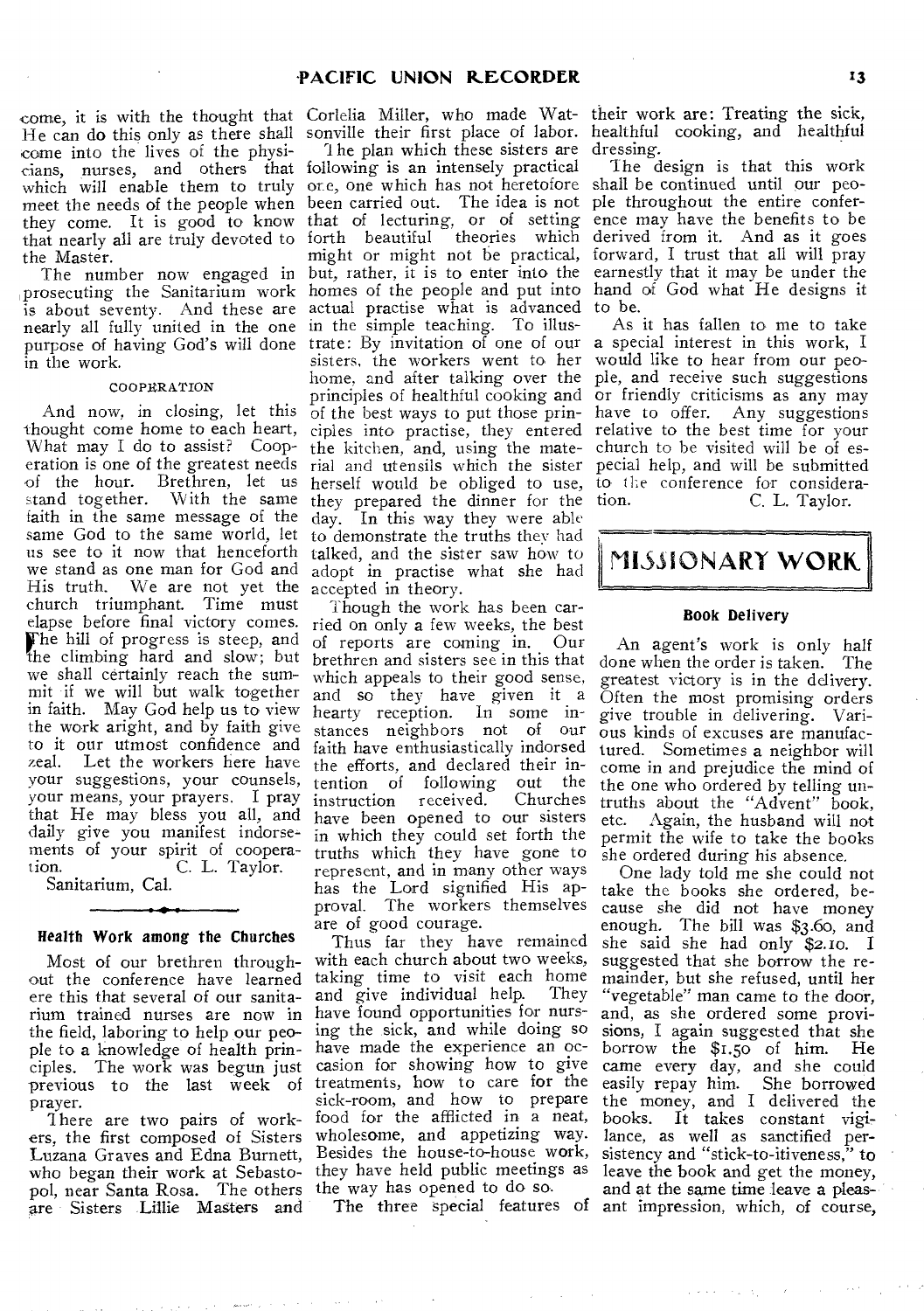come, it is with the thought that He can do this only as there shall come into the lives of the physicians, nurses, and others that which will enable them to truly meet the needs of the people when they come. It is good to know that nearly all are truly devoted to the Master.

The number now engaged in prosecuting the Sanitarium work is about seventy. And these are nearly all fully united in the one purpose of having God's will done in the work.

#### COOPERATION

And now, in closing, let this thought come home to each heart, What may I do to assist? Cooperation is one of the greatest needs of the hour. Brethren, let us stand together. With the same faith in the same message of the same God to the same world, let us see to it now that henceforth we stand as one man for God and His truth. We are not yet the church triumphant. Time must elapse before final victory comes. The hill of progress is steep, and the climbing hard and slow; but we shall certainly reach the summit if we will but walk together in faith. May God help us to view the work aright, and by faith give to it our utmost confidence and zeal. Let the workers here have your suggestions, your counsels, your means, your prayers. I pray that He may bless you all, and daily give you manifest indorsements of your spirit of cooperation.

C. L. Taylor.

Sanitarium, Cal.

### Health Work among the Churches

Most of our brethren throughout the conference have learned ere this that several of our sanitarium trained nurses are now in the field, laboring to help our people to a knowledge of health principles. The work was begun just previous to the last week of prayer.

There are two pairs of workers, the first composed of Sisters Luzana Graves and Edna Burnett, who began their work at Sebastopol, near Santa Rosa. The others are Sisters Lillie Masters and Corlelia Miller, who made Watsonville their first place of labor.

The plan which these sisters are following is an intensely practical one, one which has not heretofore been carried out. The idea is not that of lecturing, or of setting forth beautiful theories which might or might not be practical, but, rather, it is to enter into the homes of the people and put into actual practise what is advanced in the simple teaching. To illustrate: By invitation of one of our sisters, the workers went to her home, and after talking over the principles of healthful cooking and of the best ways to put those principles into practise, they entered the kitchen, and, using the material and utensils which the sister herself would be obliged to use, they prepared the dinner for the day. In this way they were able to demonstrate the truths they had talked, and the sister saw how to adopt in practise what she had accepted in theory.

Though the work has been carried on only a few weeks, the best of reports are coming in. Our brethren and sisters see in this that which appeals to their good sense, and so they have given it a hearty reception. In some instances neighbors not of our faith have enthusiastically indorsed the efforts, and declared their intention of following out the instruction received. Churches have been opened to our sisters in which they could set forth the truths which they have gone to represent, and in many other ways has the Lord signified His approval. The workers themselves are of good courage.

Thus far they have remained with each church about two weeks, taking time to visit each home and give individual help. They have found opportunities for nursing the sick, and while doing so have made the experience an occasion for showing how to give treatments, how to care for the sick-room, and how to prepare food for the afflicted in a neat, wholesome, and appetizing way. Besides the house-to-house work, they have held public meetings as the way has opened to do so.

The three special features of their work are: Treating the sick, healthful cooking, and healthful dressing.

The design is that this work shall be continued until our people throughout the entire conference may have the benefits to be derived from it. And as it goes forward, I trust that all will pray earnestly that it may be under the hand of God what He designs it to be.

As it has fallen to me to take a special interest in this work, I would like to hear from our people, and receive such suggestions or friendly criticisms as any may have to offer. Any suggestions relative to the best time for your church to be visited will be of especial help, and will be submitted to the conference for consideration.

C. L. Taylor.

## MISSIONARY WORK

### Book Delivery

An agent's work is only half done when the order is taken. The greatest victory is in the delivery. Often the most promising orders give trouble in delivering. Various kinds of excuses are manufactured. Sometimes a neighbor will come in and prejudice the mind of the one who ordered by telling untruths about the "Advent" book, etc. Again, the husband will not permit the wife to take the books she ordered during his absence.

One lady told me she could not take the books she ordered, because she did not have money enough. The bill was $3.60, and she said she had only $2.10. I suggested that she borrow the remainder, but she refused, until her "vegetable" man came to the door, and, as she ordered some provisions, I again suggested that she borrow the $1.50 of him. He came every day, and she could easily repay him. She borrowed the money, and I delivered the books. It takes constant vigilance, as well as sanctified persistency and "stick-to-itiveness," to leave the book and get the money, and at the same time leave a pleasant impression, which, of course,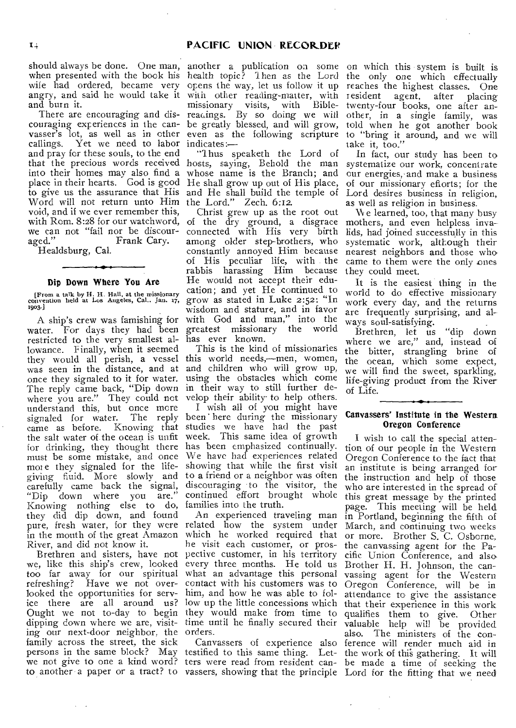should always be done. One man, when presented with the book his wife had ordered, became very angry, and said he would take it and burn it.

There are encouraging and discouraging experiences in the canvasser's lot, as well as in other callings. Yet we need to labor and pray for these souls, to the end that the precious words received into their homes may also find a place in their hearts. God is good to give us the assurance that His Word will not return unto Him void, and if we ever remember this, with Rom. 8:28 for our watchword, we can not "fail nor be discouraged." Frank Cary.

Healdsburg, Cal.

---

### Dip Down Where You Are

[From a talk by H. H. Hall, at the missionary convention held at Los Angeles, Cal., Jan. 17, 1903.]

A ship's crew was famishing for water. For days they had been restricted to the very smallest allowance. Finally, when it seemed they would all perish, a vessel was seen in the distance, and at once they signaled to it for water. The reply came back, "Dip down where you are." They could not understand this, but once more signaled for water. The reply came as before. Knowing that the salt water of the ocean is unfit for drinking, they thought there must be some mistake, and once more they signaled for the life-giving fluid. More slowly and carefully came back the signal, "Dip down where you are." Knowing nothing else to do, they did dip down, and found pure, fresh water, for they were in the mouth of the great Amazon River, and did not know it.

Brethren and sisters, have not we, like this ship's crew, looked too far away for our spiritual refreshing? Have we not overlooked the opportunities for service there are all around us? Ought we not to-day to begin dipping down where we are, visiting our next-door neighbor, the family across the street, the sick persons in the same block? May we not give to one a kind word? to another a paper or a tract? to another a publication on some health topic? Then as the Lord opens the way, let us follow it up with other reading-matter, with missionary visits, with Bible-readings. By so doing we will be greatly blessed, and will grow, even as the following scripture indicates:—

"Thus speaketh the Lord of hosts, saying, Behold the man whose name is the Branch; and He shall grow up out of His place, and He shall build the temple of the Lord." Zech. 6:12.

Christ grew up as the root out of the dry ground, a disgrace connected with His very birth among older step-brothers, who constantly annoyed Him because of His peculiar life, with the rabbis harassing Him because He would not accept their education; and yet He continued to grow as stated in Luke 2:52: "In wisdom and stature, and in favor with God and man," into the greatest missionary the world has ever known.

This is the kind of missionaries this world needs,—men, women, and children who will grow up, using the obstacles which come in their way to still further develop their ability to help others.

I wish all of you might have been here during the missionary studies we have had the past week. This same idea of growth has been emphasized continually. We have had experiences related showing that while the first visit to a friend or a neighbor was often discouraging to the visitor, the continued effort brought whole families into the truth.

An experienced traveling man related how the system under which he worked required that he visit each customer, or prospective customer, in his territory every three months. He told us what an advantage this personal contact with his customers was to him, and how he was able to follow up the little concessions which they would make from time to time until he finally secured their orders.

Canvassers of experience also testified to this same thing. Letters were read from resident canvassers, showing that the principle on which this system is built is the only one which effectually reaches the highest classes. One resident agent, after placing twenty-four books, one after another, in a single family, was told when he got another book to "bring it around, and we will take it, too."

In fact, our study has been to systematize our work, concentrate our energies, and make a business of our missionary efforts; for the Lord desires business in religion, as well as religion in business.

We learned, too, that many busy mothers, and even helpless invalids, had joined successfully in this systematic work, although their nearest neighbors and those who came to them were the only ones they could meet.

It is the easiest thing in the world to do effective missionary work every day, and the returns are frequently surprising, and always soul-satisfying.

Brethren, let us "dip down where we are," and, instead of the bitter, strangling brine of the ocean, which some expect, we will find the sweet, sparkling, life-giving product from the River of Life.

---

### Canvassers' Institute in the Western Oregon Conference

I wish to call the special attention of our people in the Western Oregon Conference to the fact that an institute is being arranged for the instruction and help of those who are interested in the spread of this great message by the printed page. This meeting will be held in Portland, beginning the fifth of March, and continuing two weeks or more. Brother S. C. Osborne, the canvassing agent for the Pacific Union Conference, and also Brother H. H. Johnson, the canvassing agent for the Western Oregon Conference, will be in attendance to give the assistance that their experience in this work qualifies them to give. Other valuable help will be provided also. The ministers of the conference will render much aid in the work of this gathering. It will be made a time of seeking the Lord for the fitting that we need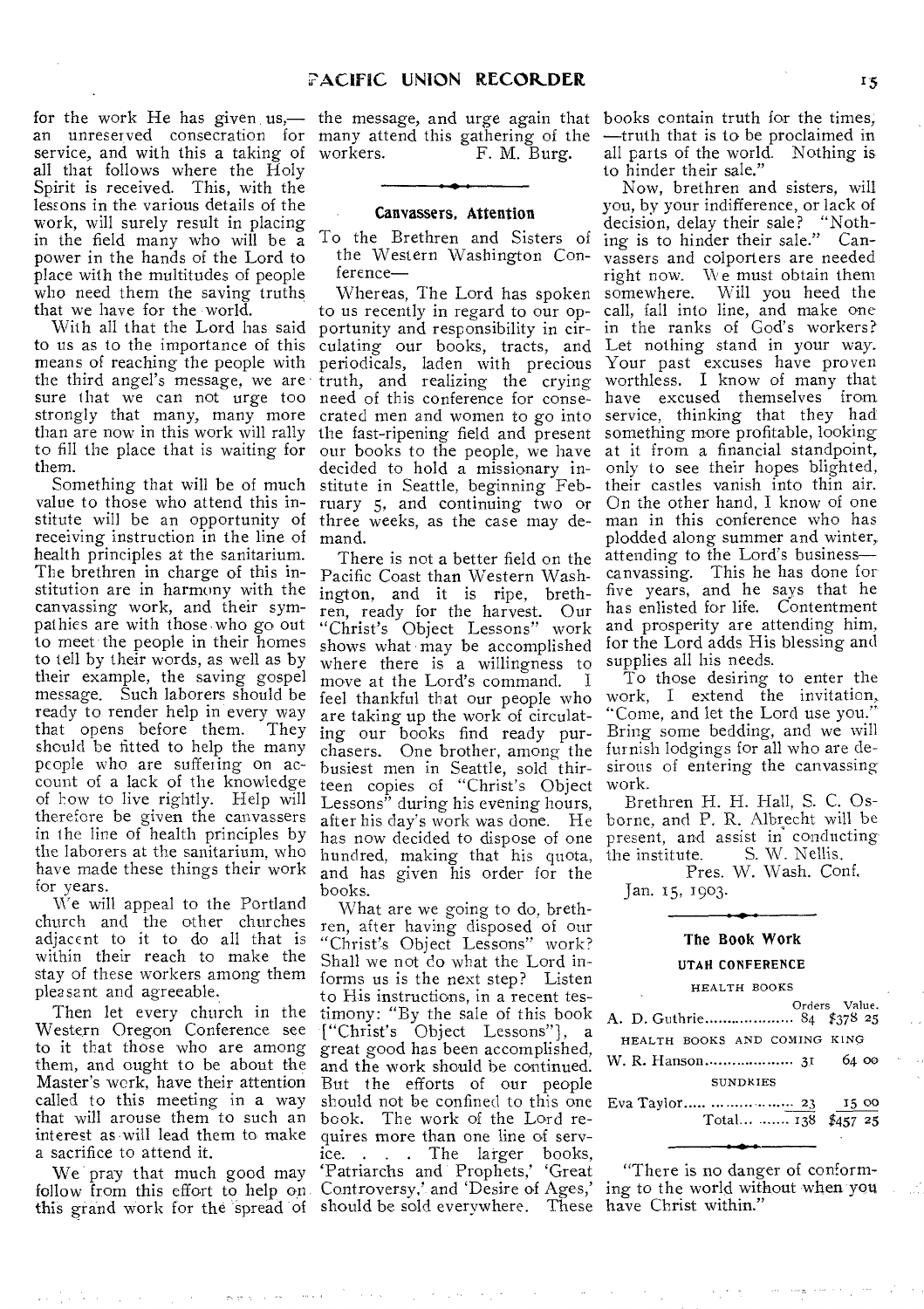for the work He has given us,—an unreserved consecration for service, and with this a taking of all that follows where the Holy Spirit is received. This, with the lessons in the various details of the work, will surely result in placing in the field many who will be a power in the hands of the Lord to place with the multitudes of people who need them the saving truths that we have for the world.

With all that the Lord has said to us as to the importance of this means of reaching the people with the third angel's message, we are sure that we can not urge too strongly that many, many more than are now in this work will rally to fill the place that is waiting for them.

Something that will be of much value to those who attend this institute will be an opportunity of receiving instruction in the line of health principles at the sanitarium. The brethren in charge of this institution are in harmony with the canvassing work, and their sympathies are with those who go out to meet the people in their homes to tell by their words, as well as by their example, the saving gospel message. Such laborers should be ready to render help in every way that opens before them. They should be fitted to help the many people who are suffering on account of a lack of the knowledge of how to live rightly. Help will therefore be given the canvassers in the line of health principles by the laborers at the sanitarium, who have made these things their work for years.

We will appeal to the Portland church and the other churches adjacent to it to do all that is within their reach to make the stay of these workers among them pleasant and agreeable.

Then let every church in the Western Oregon Conference see to it that those who are among them, and ought to be about the Master's work, have their attention called to this meeting in a way that will arouse them to such an interest as will lead them to make a sacrifice to attend it.

We pray that much good may follow from this effort to help on this grand work for the spread of the message, and urge again that many attend this gathering of the workers. F. M. Burg.

---

### Canvassers, Attention

To the Brethren and Sisters of the Western Washington Conference—

Whereas, The Lord has spoken to us recently in regard to our opportunity and responsibility in circulating our books, tracts, and periodicals, laden with precious truth, and realizing the crying need of this conference for consecrated men and women to go into the fast-ripening field and present our books to the people, we have decided to hold a missionary institute in Seattle, beginning February 5, and continuing two or three weeks, as the case may demand.

There is not a better field on the Pacific Coast than Western Washington, and it is ripe, brethren, ready for the harvest. Our "Christ's Object Lessons" work shows what may be accomplished where there is a willingness to move at the Lord's command. I feel thankful that our people who are taking up the work of circulating our books find ready purchasers. One brother, among the busiest men in Seattle, sold thirteen copies of "Christ's Object Lessons" during his evening hours, after his day's work was done. He has now decided to dispose of one hundred, making that his quota, and has given his order for the books.

What are we going to do, brethren, after having disposed of our "Christ's Object Lessons" work? Shall we not do what the Lord informs us is the next step? Listen to His instructions, in a recent testimony: "By the sale of this book ["Christ's Object Lessons"], a great good has been accomplished, and the work should be continued. But the efforts of our people should not be confined to this one book. The work of the Lord requires more than one line of service. . . . The larger books, 'Patriarchs and Prophets,' 'Great Controversy,' and 'Desire of Ages,' should be sold everywhere. These books contain truth for the times,—truth that is to be proclaimed in all parts of the world. Nothing is to hinder their sale."

Now, brethren and sisters, will you, by your indifference, or lack of decision, delay their sale? "Nothing is to hinder their sale." Canvassers and colporters are needed right now. We must obtain them somewhere. Will you heed the call, fall into line, and make one in the ranks of God's workers? Let nothing stand in your way. Your past excuses have proven worthless. I know of many that have excused themselves from service, thinking that they had something more profitable, looking at it from a financial standpoint, only to see their hopes blighted, their castles vanish into thin air. On the other hand, I know of one man in this conference who has plodded along summer and winter, attending to the Lord's business—canvassing. This he has done for five years, and he says that he has enlisted for life. Contentment and prosperity are attending him, for the Lord adds His blessing and supplies all his needs.

To those desiring to enter the work, I extend the invitation, "Come, and let the Lord use you." Bring some bedding, and we will furnish lodgings for all who are desirous of entering the canvassing work.

Brethren H. H. Hall, S. C. Osborne, and P. R. Albrecht will be present, and assist in conducting the institute. S. W. Nellis,

Pres. W. Wash. Conf.

Jan. 15, 1903.

---

### The Book Work

#### UTAH CONFERENCE

| | Orders | Value. |
|---|---|---|
| HEALTH BOOKS | | |
| A. D. Guthrie | 84 | $378 25 |
| HEALTH BOOKS AND COMING KING | | |
| W. R. Hanson | 31 | 64 00 |
| SUNDRIES | | |
| Eva Taylor | 23 | 15 00 |
| Total | 138 | $457 25 |

---

"There is no danger of conforming to the world without when you have Christ within."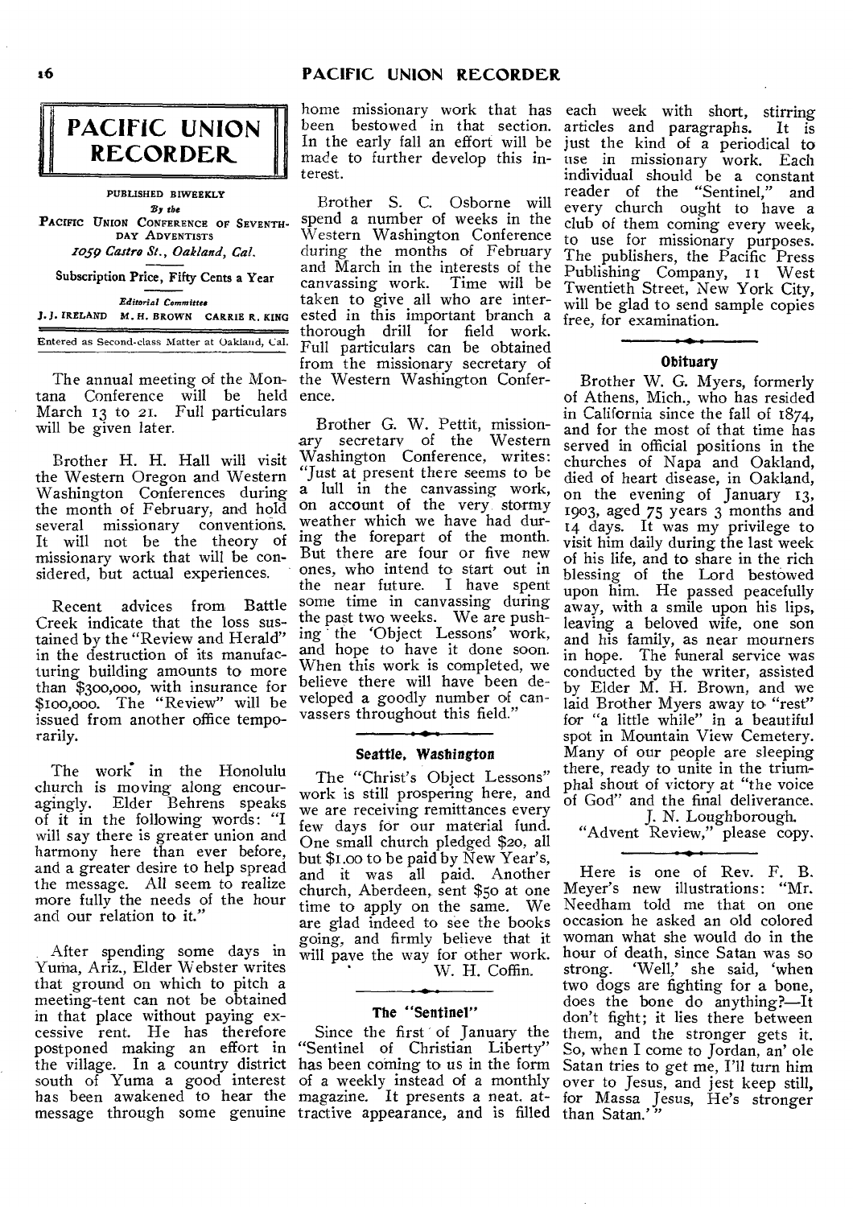# PACIFIC UNION RECORDER

PUBLISHED BIWEEKLY
*By the*
PACIFIC UNION CONFERENCE OF SEVENTH-DAY ADVENTISTS
*1059 Castro St., Oakland, Cal.*

Subscription Price, Fifty Cents a Year

*Editorial Committee*
J. J. IRELAND M. H. BROWN CARRIE R. KING

Entered as Second-class Matter at Oakland, Cal.

The annual meeting of the Montana Conference will be held March 13 to 21. Full particulars will be given later.

Brother H. H. Hall will visit the Western Oregon and Western Washington Conferences during the month of February, and hold several missionary conventions. It will not be the theory of missionary work that will be considered, but actual experiences.

Recent advices from Battle Creek indicate that the loss sustained by the "Review and Herald" in the destruction of its manufacturing building amounts to more than $300,000, with insurance for $100,000. The "Review" will be issued from another office temporarily.

The work in the Honolulu church is moving along encouragingly. Elder Behrens speaks of it in the following words: "I will say there is greater union and harmony here than ever before, and a greater desire to help spread the message. All seem to realize more fully the needs of the hour and our relation to it."

After spending some days in Yuma, Ariz., Elder Webster writes that ground on which to pitch a meeting-tent can not be obtained in that place without paying excessive rent. He has therefore postponed making an effort in the village. In a country district south of Yuma a good interest has been awakened to hear the message through some genuine home missionary work that has been bestowed in that section. In the early fall an effort will be made to further develop this interest.

Brother S. C. Osborne will spend a number of weeks in the Western Washington Conference during the months of February and March in the interests of the canvassing work. Time will be taken to give all who are interested in this important branch a thorough drill for field work. Full particulars can be obtained from the missionary secretary of the Western Washington Conference.

Brother G. W. Pettit, missionary secretary of the Western Washington Conference, writes: "Just at present there seems to be a lull in the canvassing work, on account of the very stormy weather which we have had during the forepart of the month. But there are four or five new ones, who intend to start out in the near future. I have spent some time in canvassing during the past two weeks. We are pushing the 'Object Lessons' work, and hope to have it done soon. When this work is completed, we believe there will have been developed a goodly number of canvassers throughout this field."

### Seattle, Washington

The "Christ's Object Lessons" work is still prospering here, and we are receiving remittances every few days for our material fund. One small church pledged $20, all but $1.00 to be paid by New Year's, and it was all paid. Another church, Aberdeen, sent $50 at one time to apply on the same. We are glad indeed to see the books going, and firmly believe that it will pave the way for other work.

W. H. Coffin.

### The "Sentinel"

Since the first of January the "Sentinel of Christian Liberty" has been coming to us in the form of a weekly instead of a monthly magazine. It presents a neat, attractive appearance, and is filled each week with short, stirring articles and paragraphs. It is just the kind of a periodical to use in missionary work. Each individual should be a constant reader of the "Sentinel," and every church ought to have a club of them coming every week, to use for missionary purposes. The publishers, the Pacific Press Publishing Company, 11 West Twentieth Street, New York City, will be glad to send sample copies free, for examination.

### Obituary

Brother W. G. Myers, formerly of Athens, Mich., who has resided in California since the fall of 1874, and for the most of that time has served in official positions in the churches of Napa and Oakland, died of heart disease, in Oakland, on the evening of January 13, 1903, aged 75 years 3 months and 14 days. It was my privilege to visit him daily during the last week of his life, and to share in the rich blessing of the Lord bestowed upon him. He passed peacefully away, with a smile upon his lips, leaving a beloved wife, one son and his family, as near mourners in hope. The funeral service was conducted by the writer, assisted by Elder M. H. Brown, and we laid Brother Myers away to "rest" for "a little while" in a beautiful spot in Mountain View Cemetery. Many of our people are sleeping there, ready to unite in the triumphal shout of victory at "the voice of God" and the final deliverance.

J. N. Loughborough.

"Advent Review," please copy.

Here is one of Rev. F. B. Meyer's new illustrations: "Mr. Needham told me that on one occasion he asked an old colored woman what she would do in the hour of death, since Satan was so strong. 'Well,' she said, 'when two dogs are fighting for a bone, does the bone do anything?—It don't fight; it lies there between them, and the stronger gets it. So, when I come to Jordan, an' ole Satan tries to get me, I'll turn him over to Jesus, and jest keep still, for Massa Jesus, He's stronger than Satan.'"